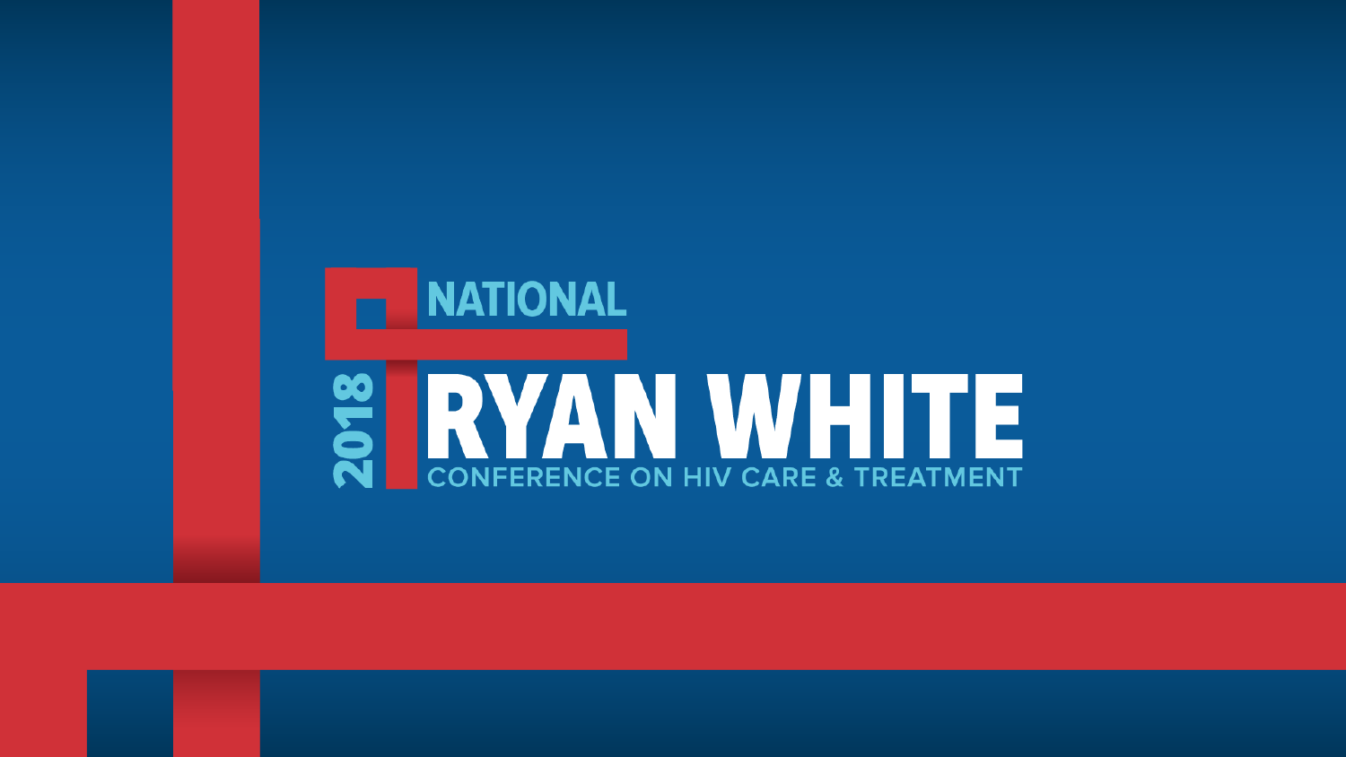# 2018 NATIONAL RYAN WHITE CONFERENCE ON HIV CARE & TREATMENT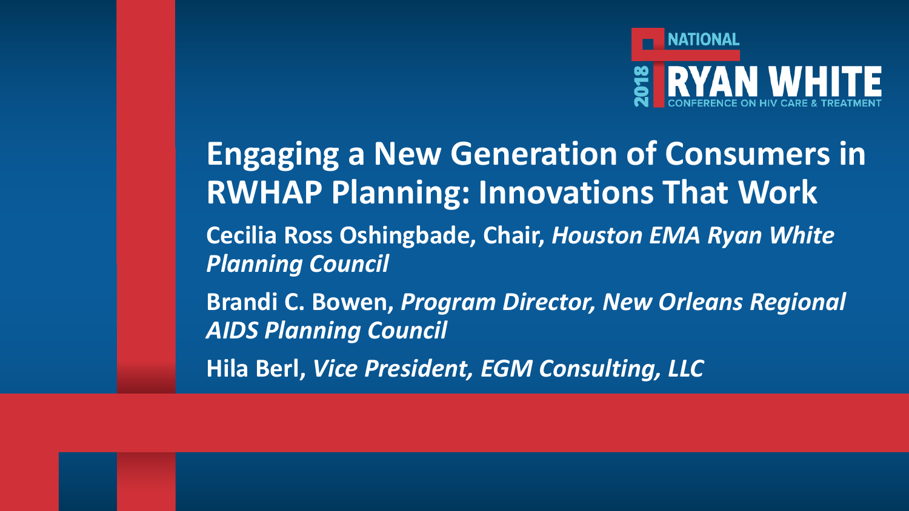# Engaging a New Generation of Consumers in RWHAP Planning: Innovations That Work

**Cecilia Ross Oshingbade, Chair,** ***Houston EMA Ryan White Planning Council***

**Brandi C. Bowen,** ***Program Director, New Orleans Regional AIDS Planning Council***

**Hila Berl,** ***Vice President, EGM Consulting, LLC***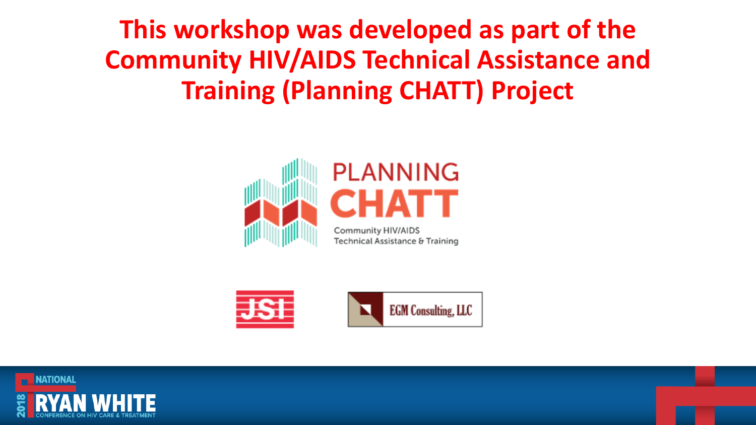# This workshop was developed as part of the Community HIV/AIDS Technical Assistance and Training (Planning CHATT) Project

PLANNING CHATT

Community HIV/AIDS Technical Assistance & Training

JSI

EGM Consulting, LLC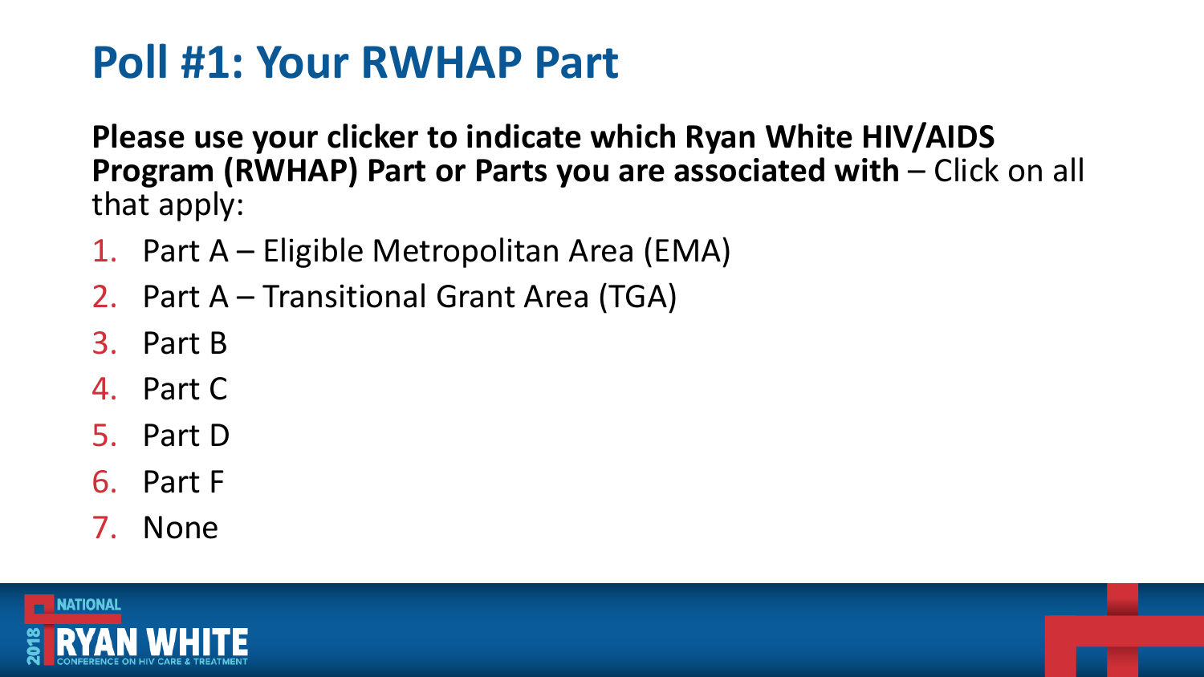# Poll #1: Your RWHAP Part

**Please use your clicker to indicate which Ryan White HIV/AIDS Program (RWHAP) Part or Parts you are associated with** – Click on all that apply:

1. Part A – Eligible Metropolitan Area (EMA)
2. Part A – Transitional Grant Area (TGA)
3. Part B
4. Part C
5. Part D
6. Part F
7. None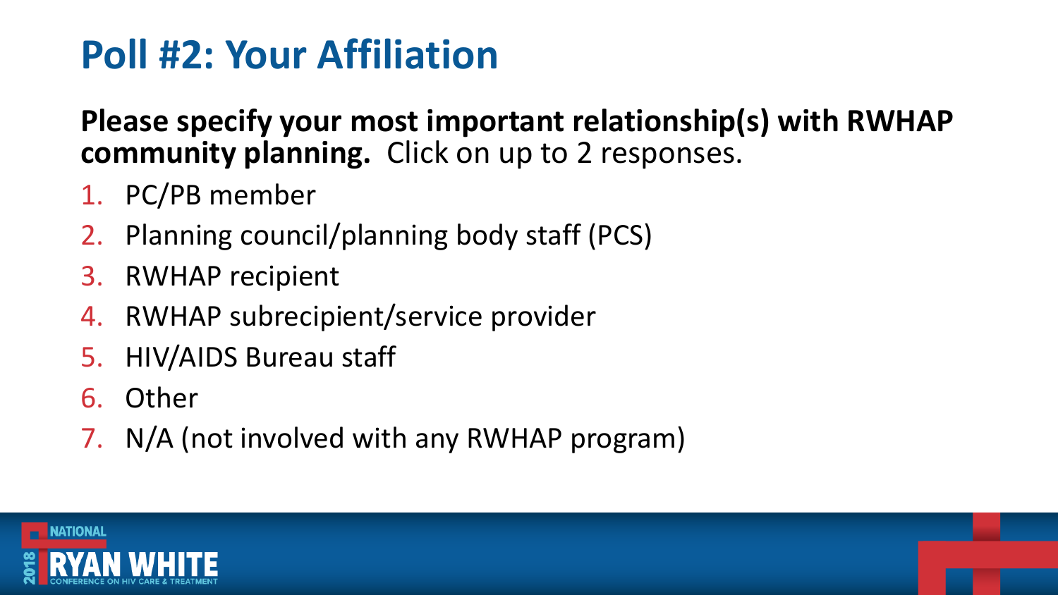# Poll #2: Your Affiliation

**Please specify your most important relationship(s) with RWHAP community planning.** Click on up to 2 responses.

1. PC/PB member
2. Planning council/planning body staff (PCS)
3. RWHAP recipient
4. RWHAP subrecipient/service provider
5. HIV/AIDS Bureau staff
6. Other
7. N/A (not involved with any RWHAP program)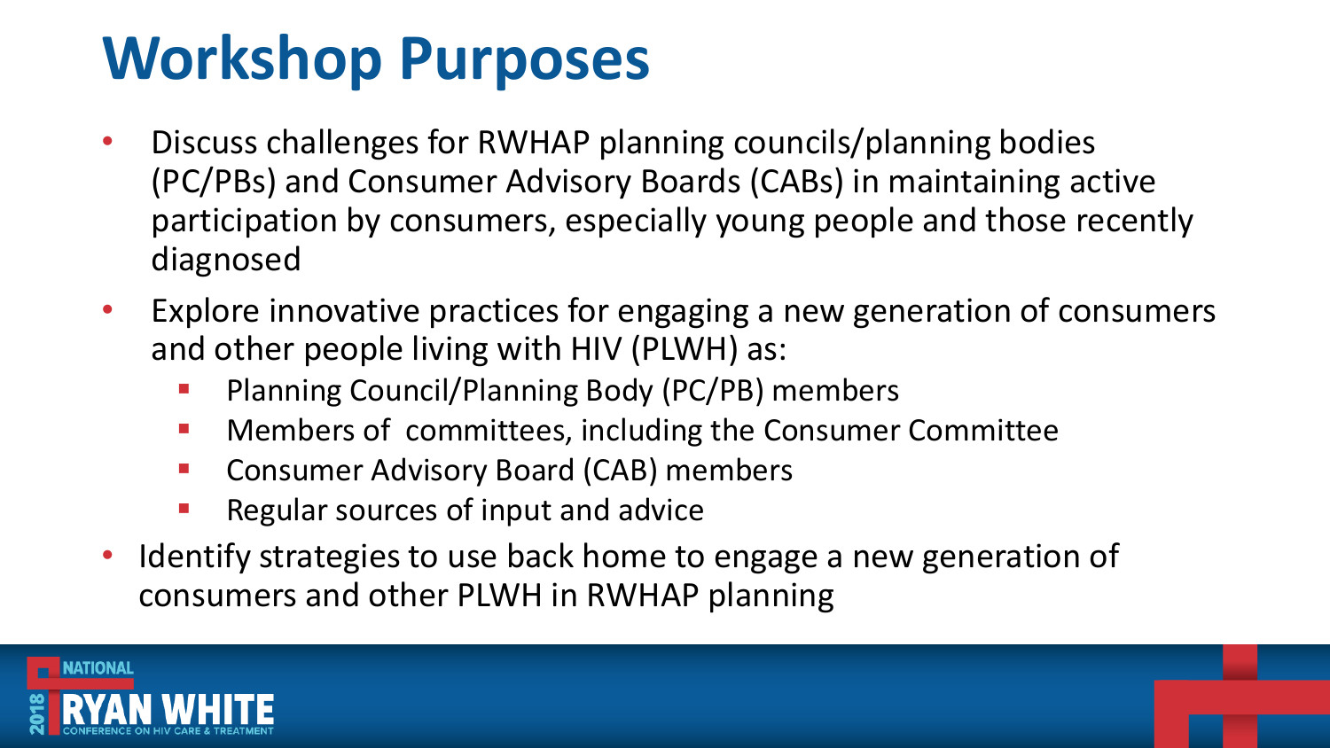# Workshop Purposes

- Discuss challenges for RWHAP planning councils/planning bodies (PC/PBs) and Consumer Advisory Boards (CABs) in maintaining active participation by consumers, especially young people and those recently diagnosed
- Explore innovative practices for engaging a new generation of consumers and other people living with HIV (PLWH) as:
  - Planning Council/Planning Body (PC/PB) members
  - Members of committees, including the Consumer Committee
  - Consumer Advisory Board (CAB) members
  - Regular sources of input and advice
- Identify strategies to use back home to engage a new generation of consumers and other PLWH in RWHAP planning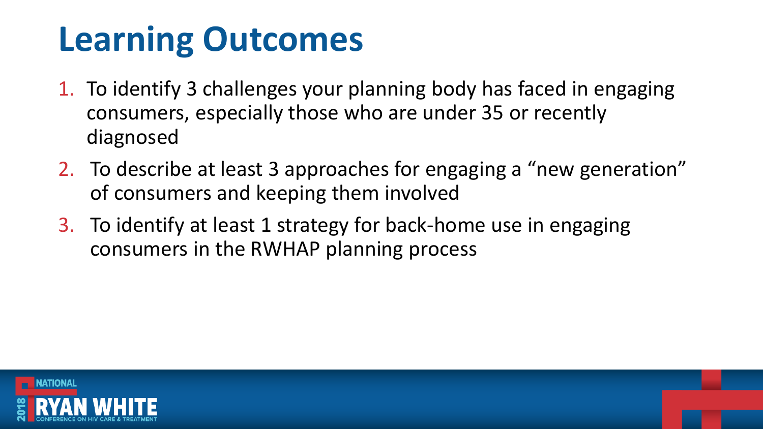# Learning Outcomes

1. To identify 3 challenges your planning body has faced in engaging consumers, especially those who are under 35 or recently diagnosed
2. To describe at least 3 approaches for engaging a "new generation" of consumers and keeping them involved
3. To identify at least 1 strategy for back-home use in engaging consumers in the RWHAP planning process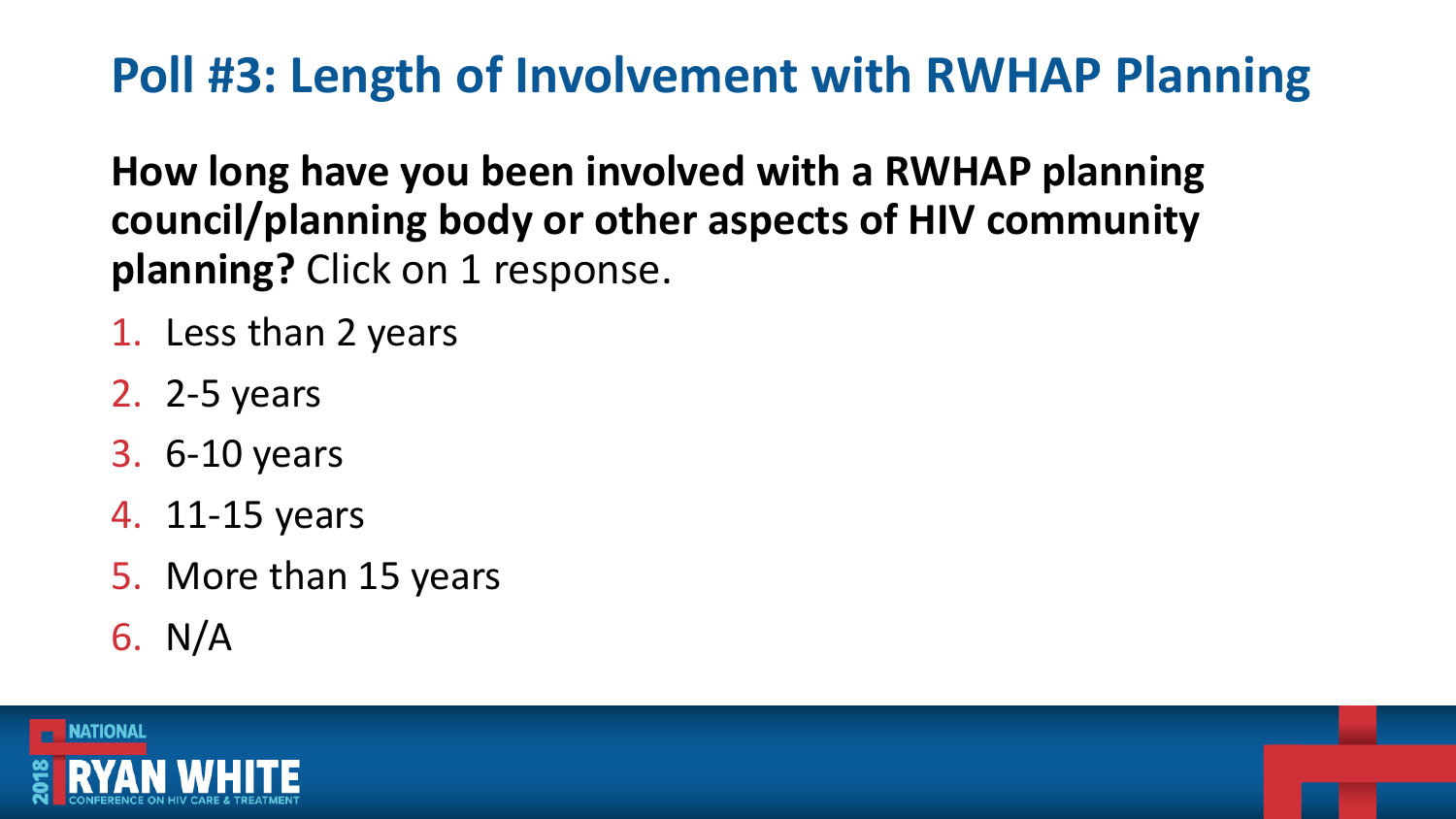# Poll #3: Length of Involvement with RWHAP Planning

**How long have you been involved with a RWHAP planning council/planning body or other aspects of HIV community planning?** Click on 1 response.

1. Less than 2 years
2. 2-5 years
3. 6-10 years
4. 11-15 years
5. More than 15 years
6. N/A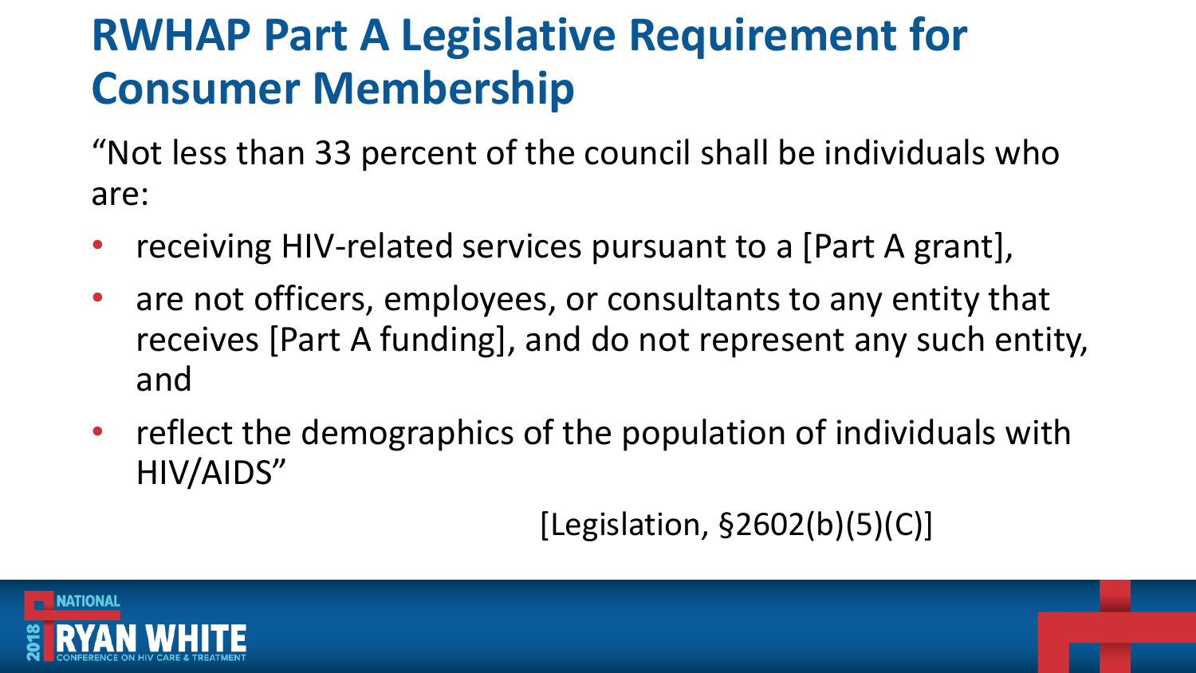# RWHAP Part A Legislative Requirement for Consumer Membership

"Not less than 33 percent of the council shall be individuals who are:

- receiving HIV-related services pursuant to a [Part A grant],
- are not officers, employees, or consultants to any entity that receives [Part A funding], and do not represent any such entity, and
- reflect the demographics of the population of individuals with HIV/AIDS"

[Legislation, §2602(b)(5)(C)]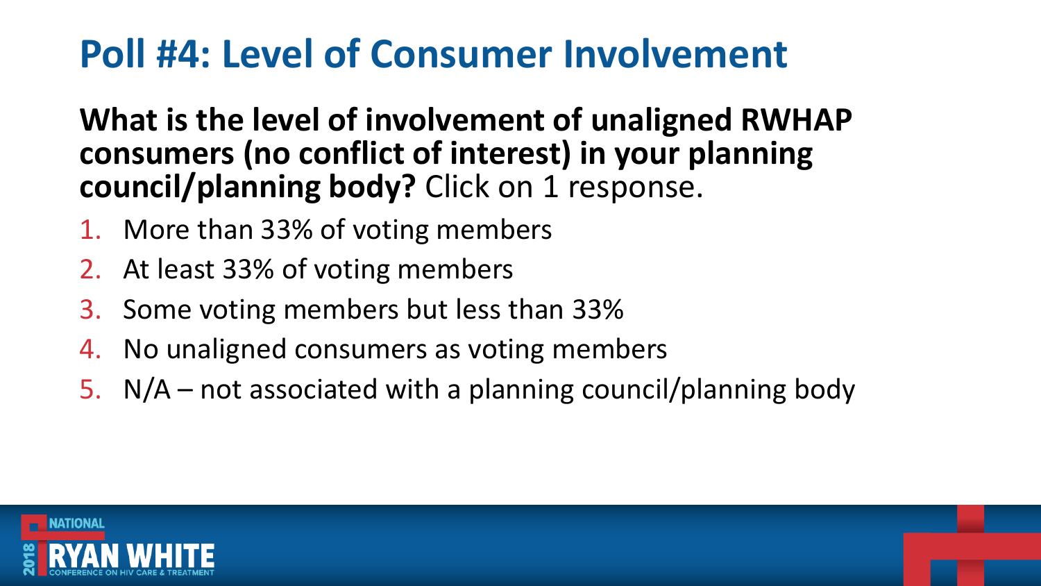# Poll #4: Level of Consumer Involvement

**What is the level of involvement of unaligned RWHAP consumers (no conflict of interest) in your planning council/planning body?** Click on 1 response.

1. More than 33% of voting members
2. At least 33% of voting members
3. Some voting members but less than 33%
4. No unaligned consumers as voting members
5. N/A – not associated with a planning council/planning body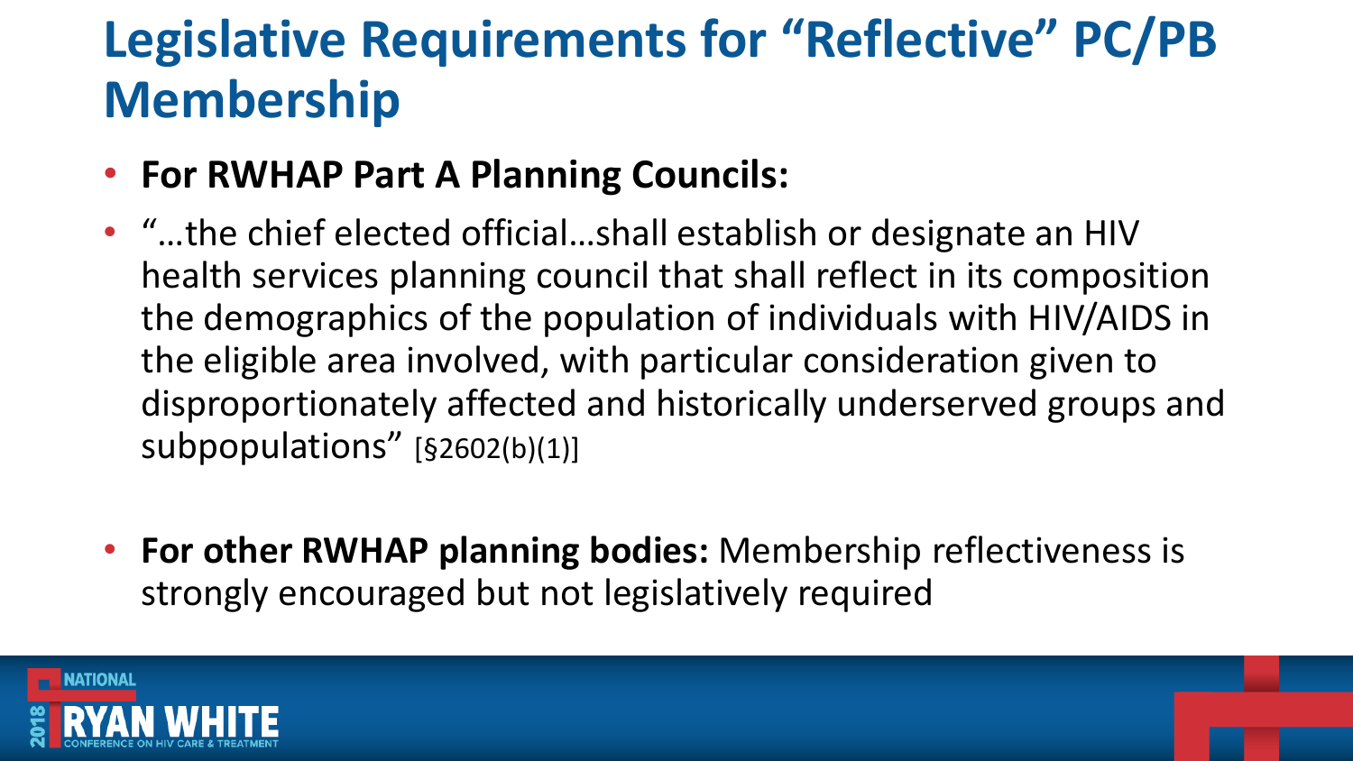# Legislative Requirements for "Reflective" PC/PB Membership

- **For RWHAP Part A Planning Councils:**
- "…the chief elected official…shall establish or designate an HIV health services planning council that shall reflect in its composition the demographics of the population of individuals with HIV/AIDS in the eligible area involved, with particular consideration given to disproportionately affected and historically underserved groups and subpopulations" [§2602(b)(1)]

- **For other RWHAP planning bodies:** Membership reflectiveness is strongly encouraged but not legislatively required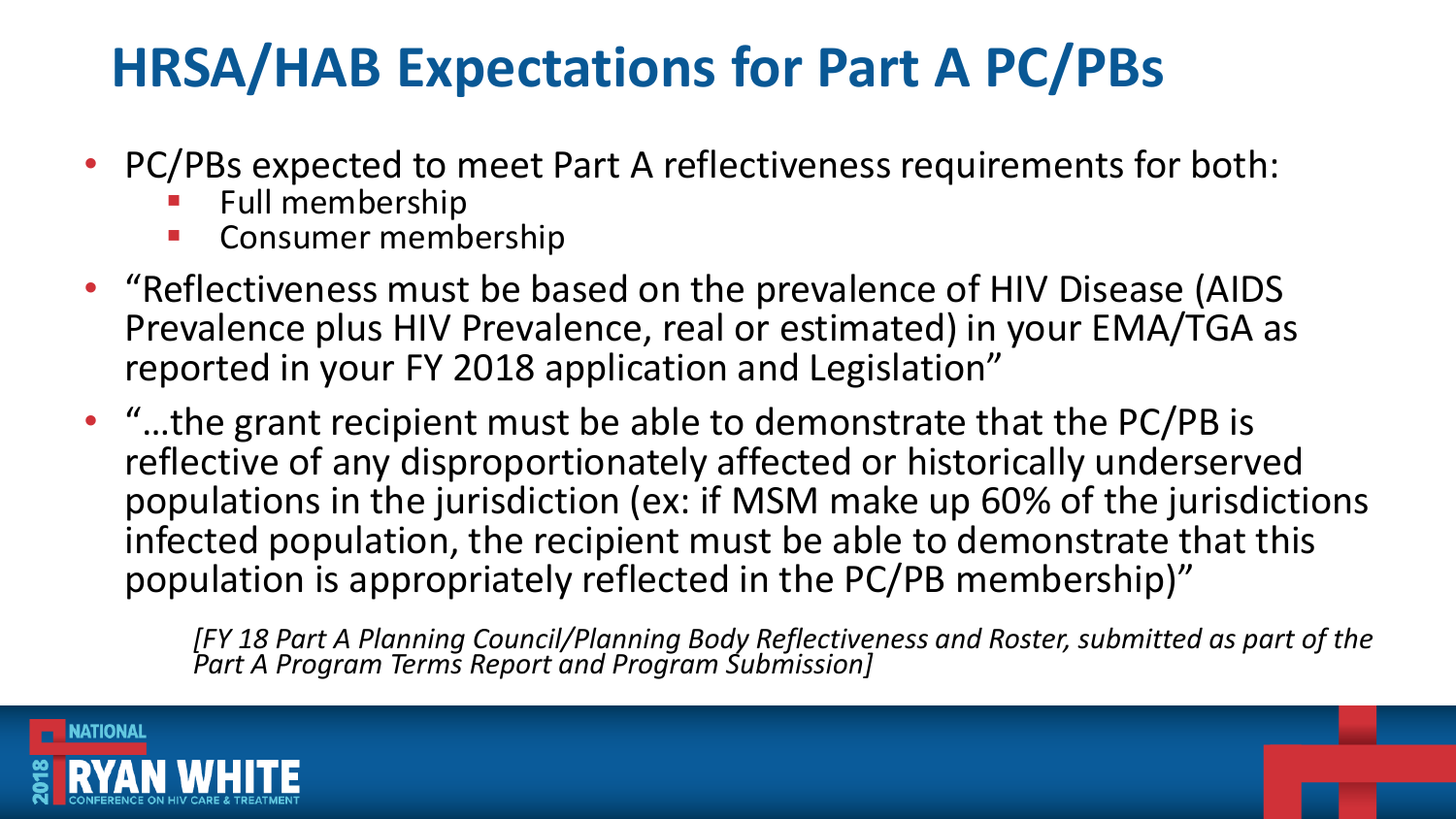# HRSA/HAB Expectations for Part A PC/PBs

- PC/PBs expected to meet Part A reflectiveness requirements for both:
  - Full membership
  - Consumer membership
- "Reflectiveness must be based on the prevalence of HIV Disease (AIDS Prevalence plus HIV Prevalence, real or estimated) in your EMA/TGA as reported in your FY 2018 application and Legislation"
- "…the grant recipient must be able to demonstrate that the PC/PB is reflective of any disproportionately affected or historically underserved populations in the jurisdiction (ex: if MSM make up 60% of the jurisdictions infected population, the recipient must be able to demonstrate that this population is appropriately reflected in the PC/PB membership)"

  *[FY 18 Part A Planning Council/Planning Body Reflectiveness and Roster, submitted as part of the Part A Program Terms Report and Program Submission]*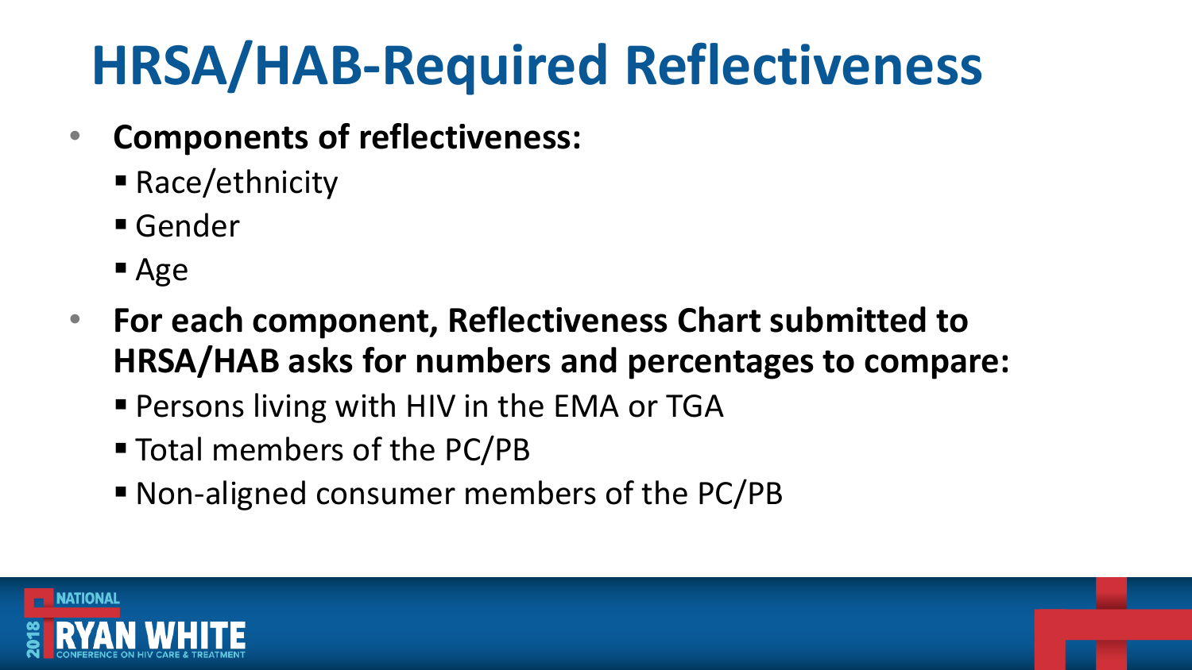# HRSA/HAB-Required Reflectiveness

- **Components of reflectiveness:**
  - Race/ethnicity
  - Gender
  - Age
- **For each component, Reflectiveness Chart submitted to HRSA/HAB asks for numbers and percentages to compare:**
  - Persons living with HIV in the EMA or TGA
  - Total members of the PC/PB
  - Non-aligned consumer members of the PC/PB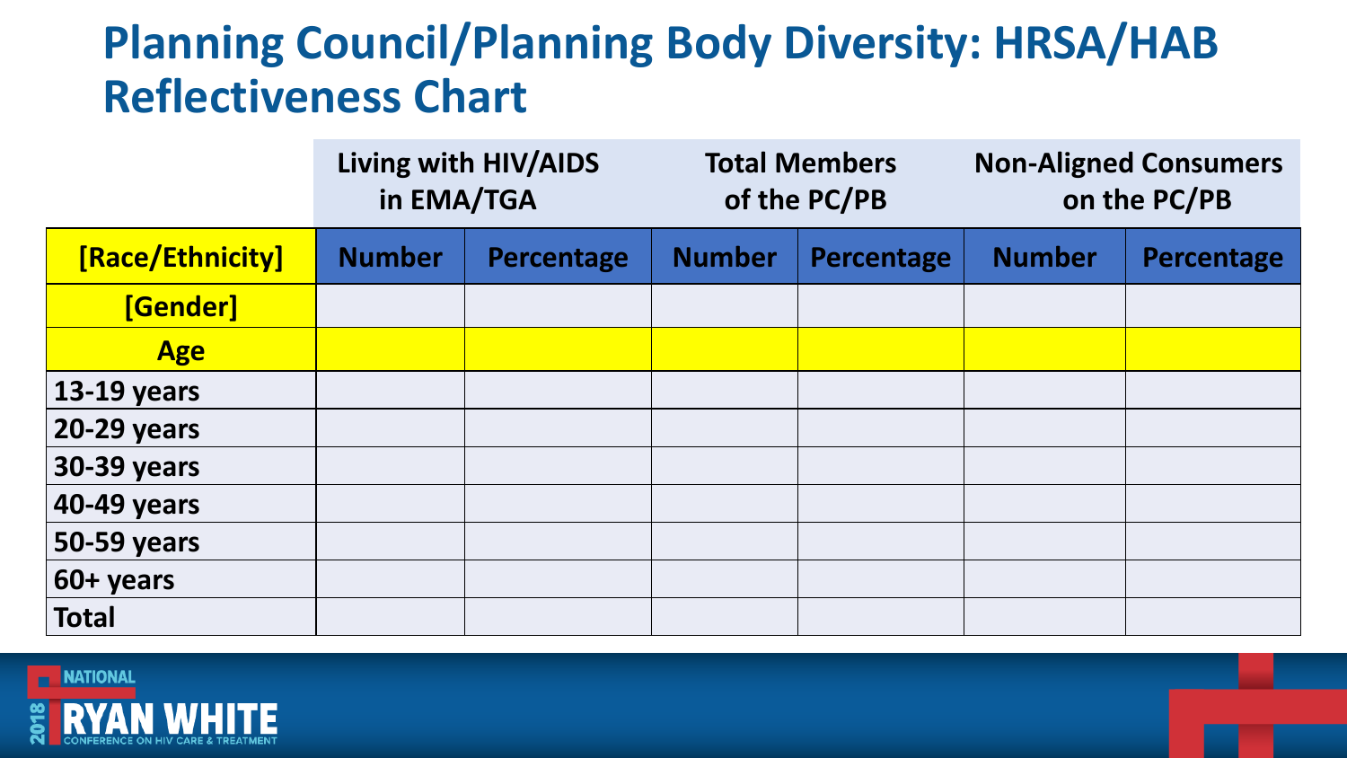# Planning Council/Planning Body Diversity: HRSA/HAB Reflectiveness Chart

| | Living with HIV/AIDS in EMA/TGA | | Total Members of the PC/PB | | Non-Aligned Consumers on the PC/PB | |
|---|---|---|---|---|---|---|
| [Race/Ethnicity] | Number | Percentage | Number | Percentage | Number | Percentage |
| [Gender] | | | | | | |
| Age | | | | | | |
| 13-19 years | | | | | | |
| 20-29 years | | | | | | |
| 30-39 years | | | | | | |
| 40-49 years | | | | | | |
| 50-59 years | | | | | | |
| 60+ years | | | | | | |
| Total | | | | | | |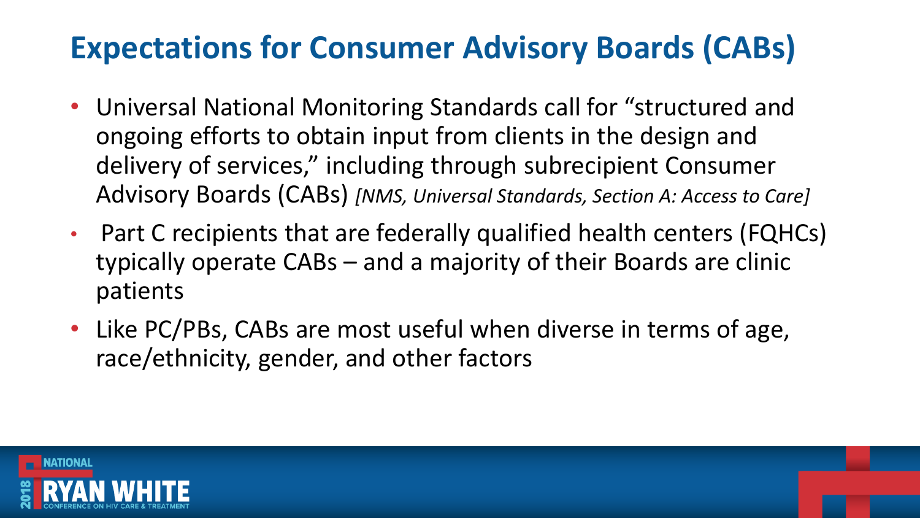# Expectations for Consumer Advisory Boards (CABs)

- Universal National Monitoring Standards call for "structured and ongoing efforts to obtain input from clients in the design and delivery of services," including through subrecipient Consumer Advisory Boards (CABs) *[NMS, Universal Standards, Section A: Access to Care]*
- Part C recipients that are federally qualified health centers (FQHCs) typically operate CABs – and a majority of their Boards are clinic patients
- Like PC/PBs, CABs are most useful when diverse in terms of age, race/ethnicity, gender, and other factors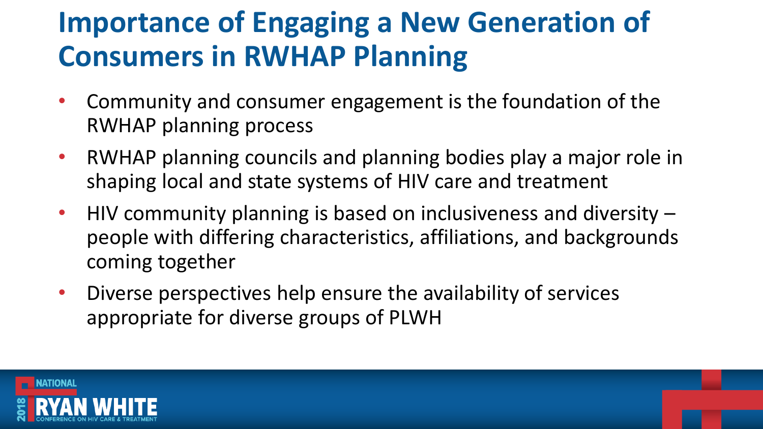# Importance of Engaging a New Generation of Consumers in RWHAP Planning

- Community and consumer engagement is the foundation of the RWHAP planning process
- RWHAP planning councils and planning bodies play a major role in shaping local and state systems of HIV care and treatment
- HIV community planning is based on inclusiveness and diversity – people with differing characteristics, affiliations, and backgrounds coming together
- Diverse perspectives help ensure the availability of services appropriate for diverse groups of PLWH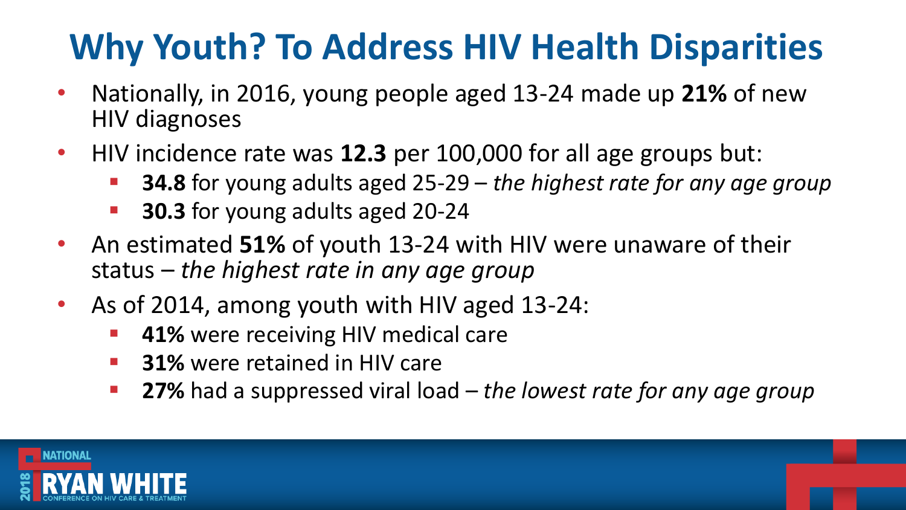# Why Youth? To Address HIV Health Disparities

- Nationally, in 2016, young people aged 13-24 made up **21%** of new HIV diagnoses
- HIV incidence rate was **12.3** per 100,000 for all age groups but:
  - **34.8** for young adults aged 25-29 – *the highest rate for any age group*
  - **30.3** for young adults aged 20-24
- An estimated **51%** of youth 13-24 with HIV were unaware of their status – *the highest rate in any age group*
- As of 2014, among youth with HIV aged 13-24:
  - **41%** were receiving HIV medical care
  - **31%** were retained in HIV care
  - **27%** had a suppressed viral load – *the lowest rate for any age group*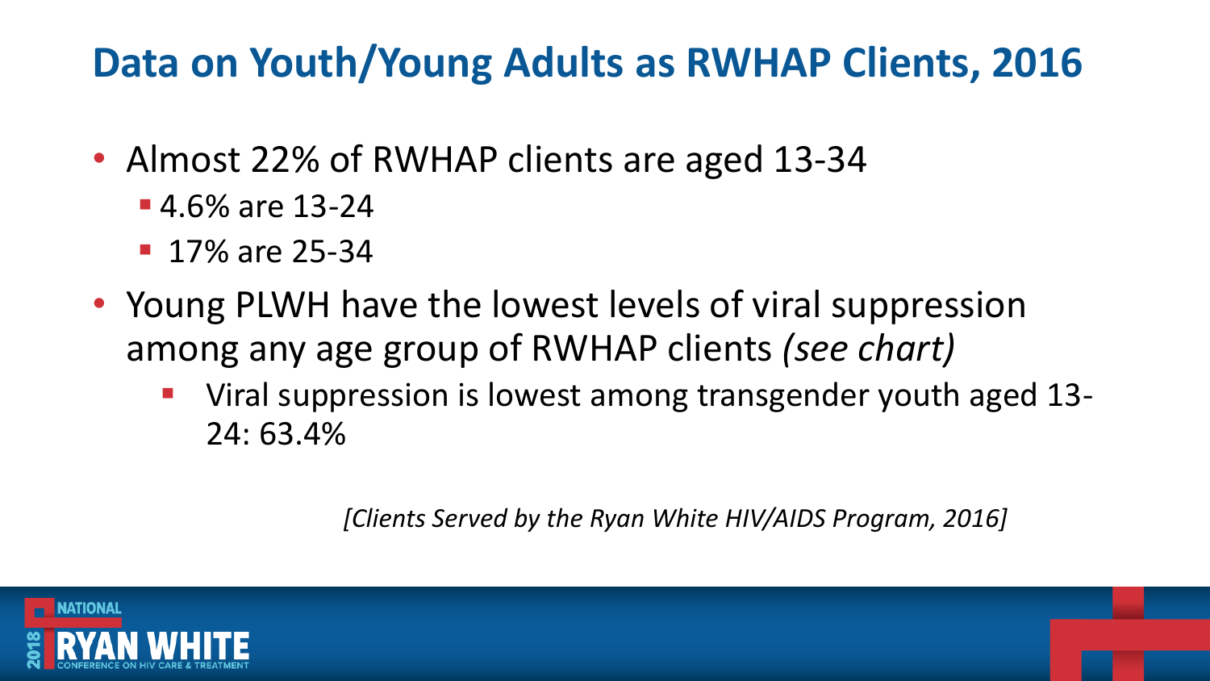# Data on Youth/Young Adults as RWHAP Clients, 2016

- Almost 22% of RWHAP clients are aged 13-34
  - 4.6% are 13-24
  - 17% are 25-34
- Young PLWH have the lowest levels of viral suppression among any age group of RWHAP clients *(see chart)*
  - Viral suppression is lowest among transgender youth aged 13-24: 63.4%

*[Clients Served by the Ryan White HIV/AIDS Program, 2016]*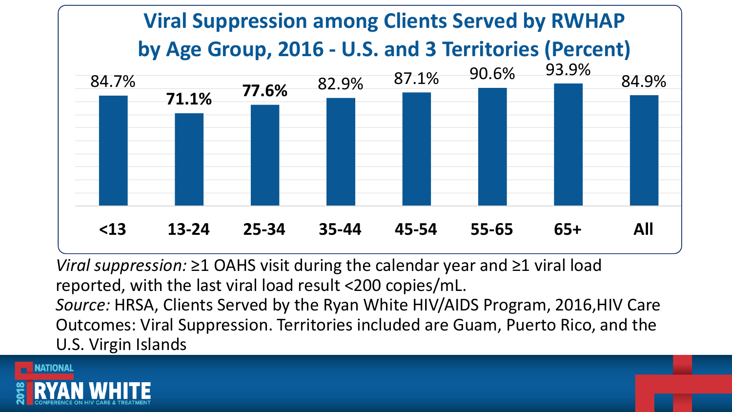## Viral Suppression among Clients Served by RWHAP by Age Group, 2016 - U.S. and 3 Territories (Percent)

| Age Group | Percent |
| --- | --- |
| <13 | 84.7% |
| 13-24 | 71.1% |
| 25-34 | 77.6% |
| 35-44 | 82.9% |
| 45-54 | 87.1% |
| 55-65 | 90.6% |
| 65+ | 93.9% |
| All | 84.9% |

*Viral suppression:* ≥1 OAHS visit during the calendar year and ≥1 viral load reported, with the last viral load result <200 copies/mL.

*Source:* HRSA, Clients Served by the Ryan White HIV/AIDS Program, 2016,HIV Care Outcomes: Viral Suppression. Territories included are Guam, Puerto Rico, and the U.S. Virgin Islands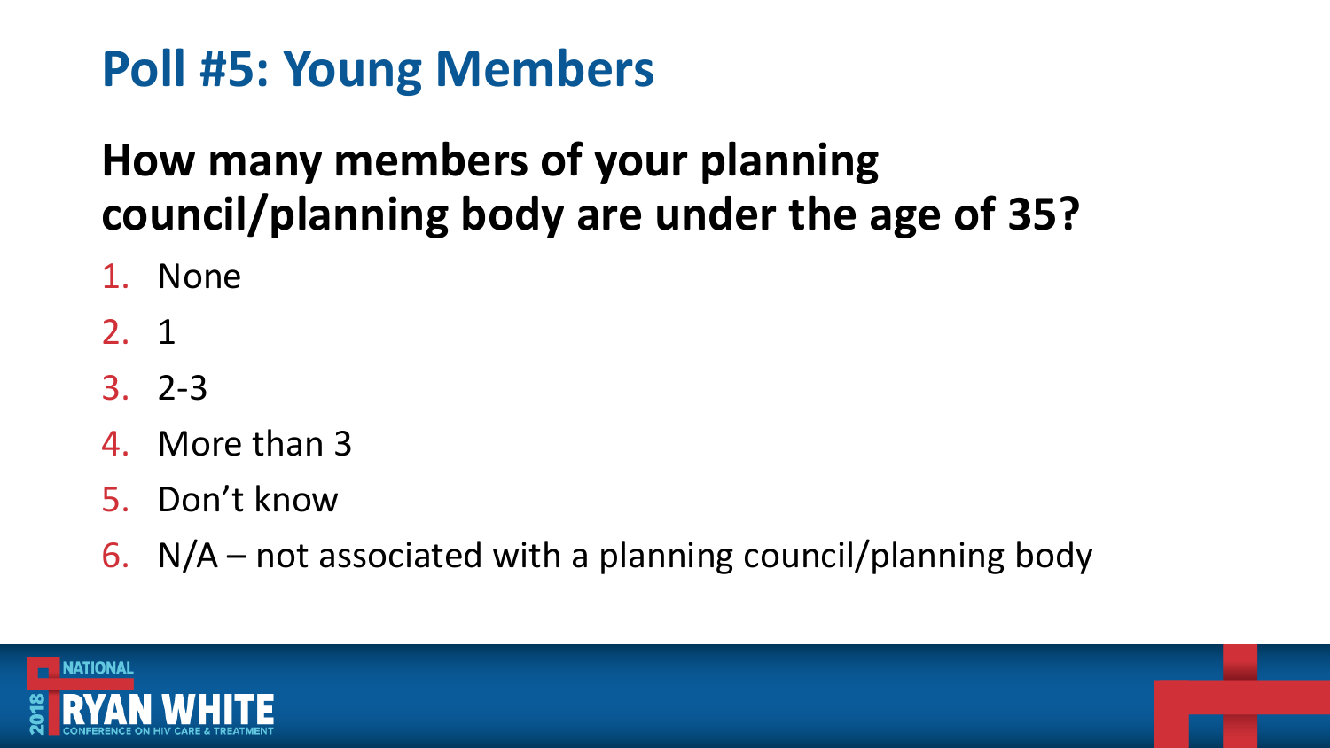# Poll #5: Young Members

## How many members of your planning council/planning body are under the age of 35?

1. None
2. 1
3. 2-3
4. More than 3
5. Don't know
6. N/A – not associated with a planning council/planning body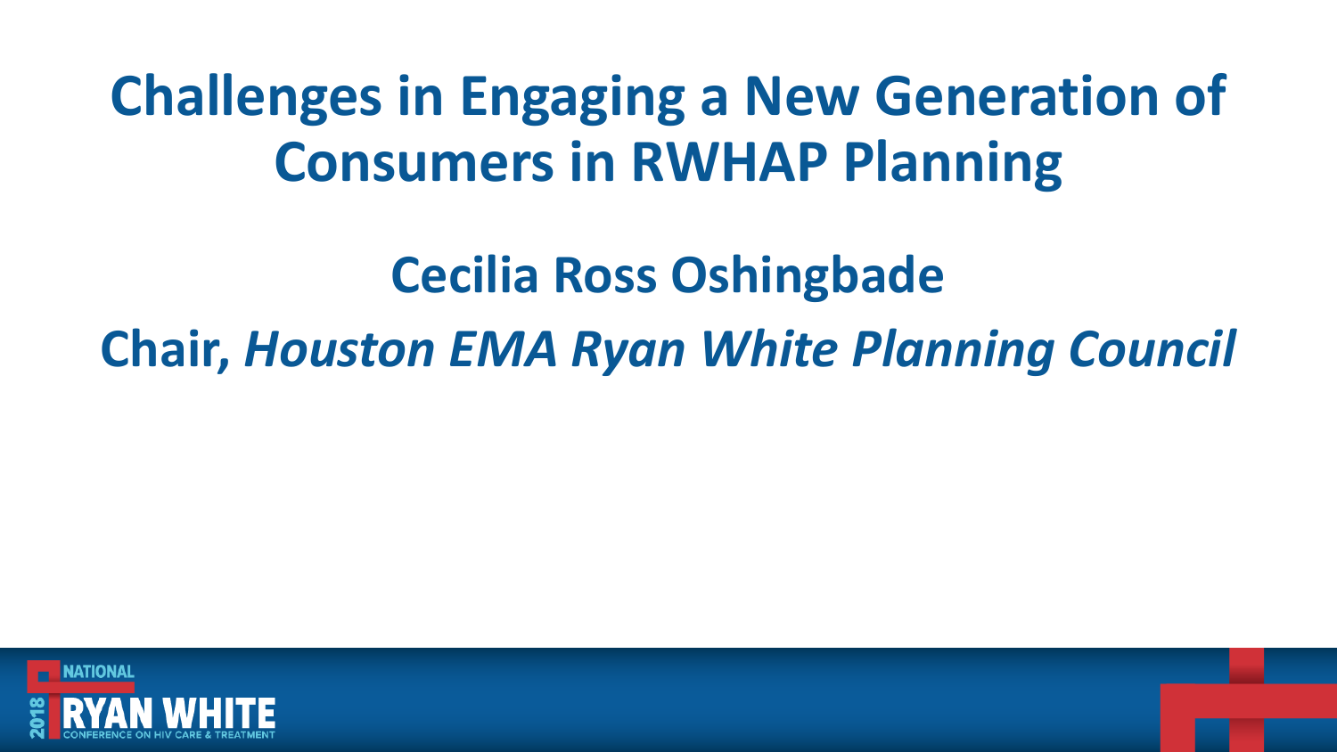# Challenges in Engaging a New Generation of Consumers in RWHAP Planning

## Cecilia Ross Oshingbade

## Chair, *Houston EMA Ryan White Planning Council*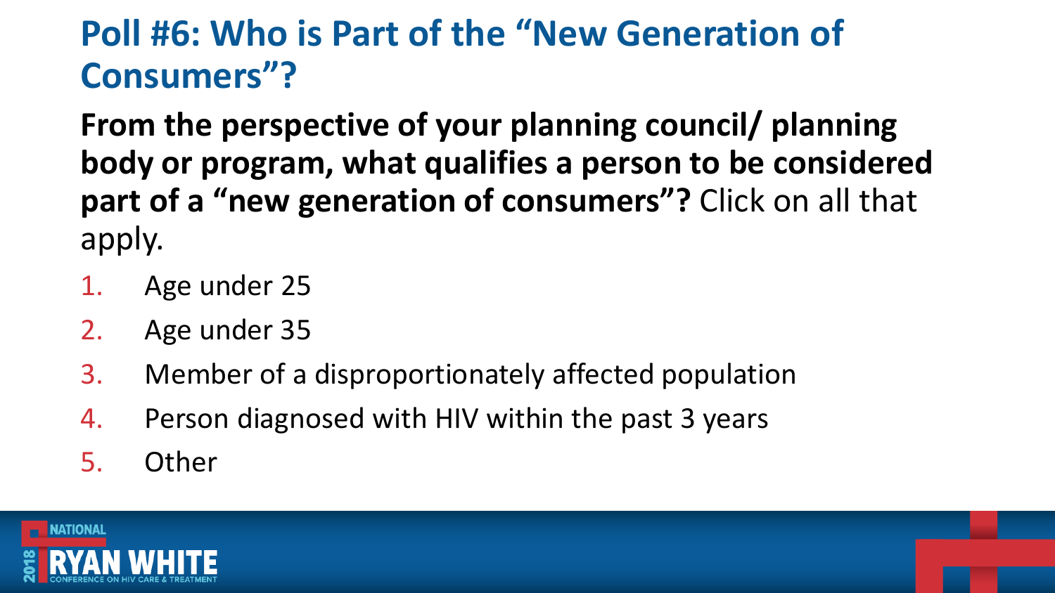# Poll #6: Who is Part of the "New Generation of Consumers"?

**From the perspective of your planning council/ planning body or program, what qualifies a person to be considered part of a "new generation of consumers"?** Click on all that apply.

1. Age under 25
2. Age under 35
3. Member of a disproportionately affected population
4. Person diagnosed with HIV within the past 3 years
5. Other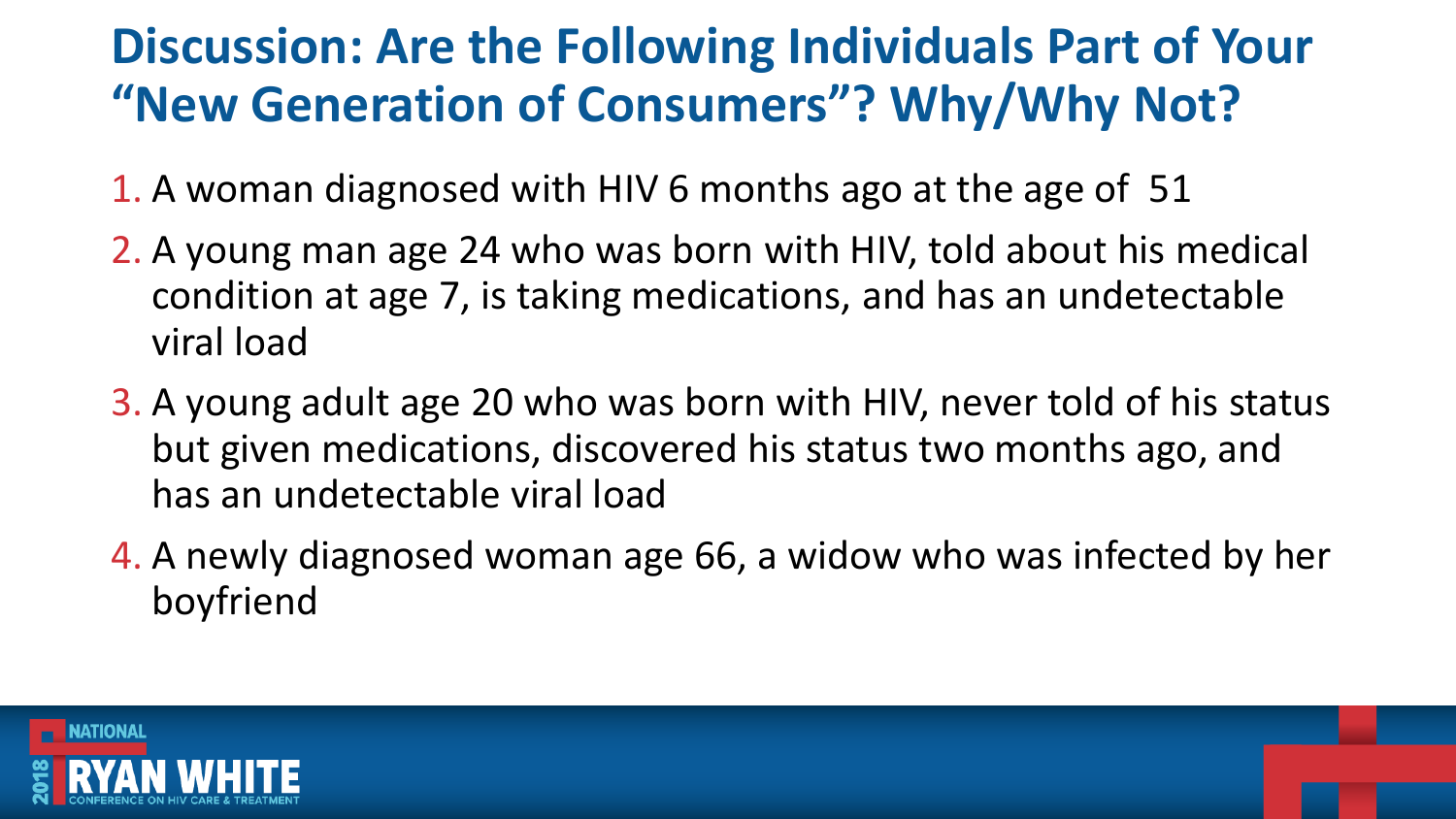# Discussion: Are the Following Individuals Part of Your "New Generation of Consumers"? Why/Why Not?

1. A woman diagnosed with HIV 6 months ago at the age of 51
2. A young man age 24 who was born with HIV, told about his medical condition at age 7, is taking medications, and has an undetectable viral load
3. A young adult age 20 who was born with HIV, never told of his status but given medications, discovered his status two months ago, and has an undetectable viral load
4. A newly diagnosed woman age 66, a widow who was infected by her boyfriend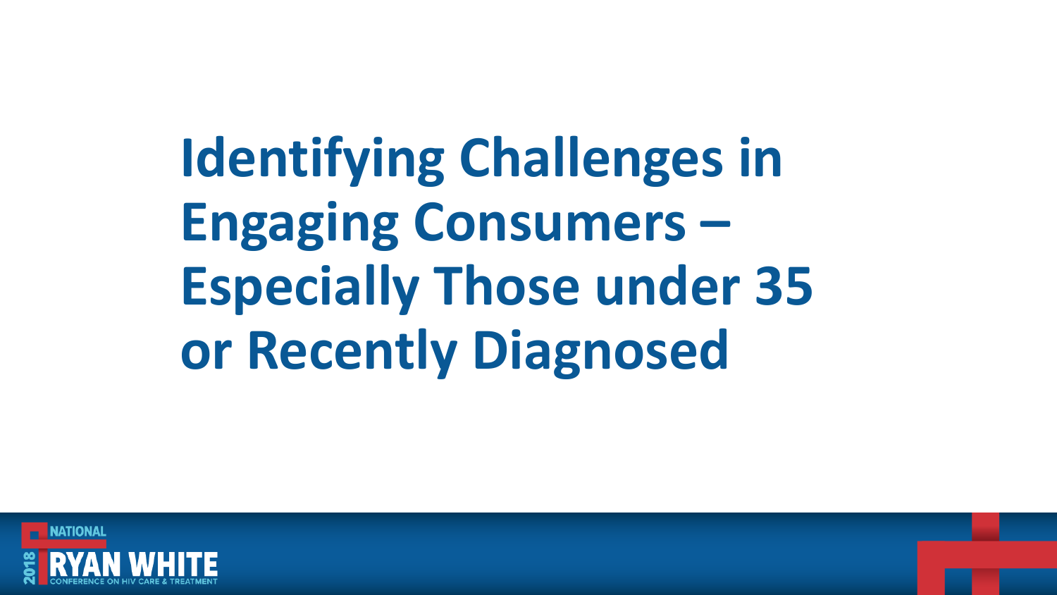# Identifying Challenges in Engaging Consumers – Especially Those under 35 or Recently Diagnosed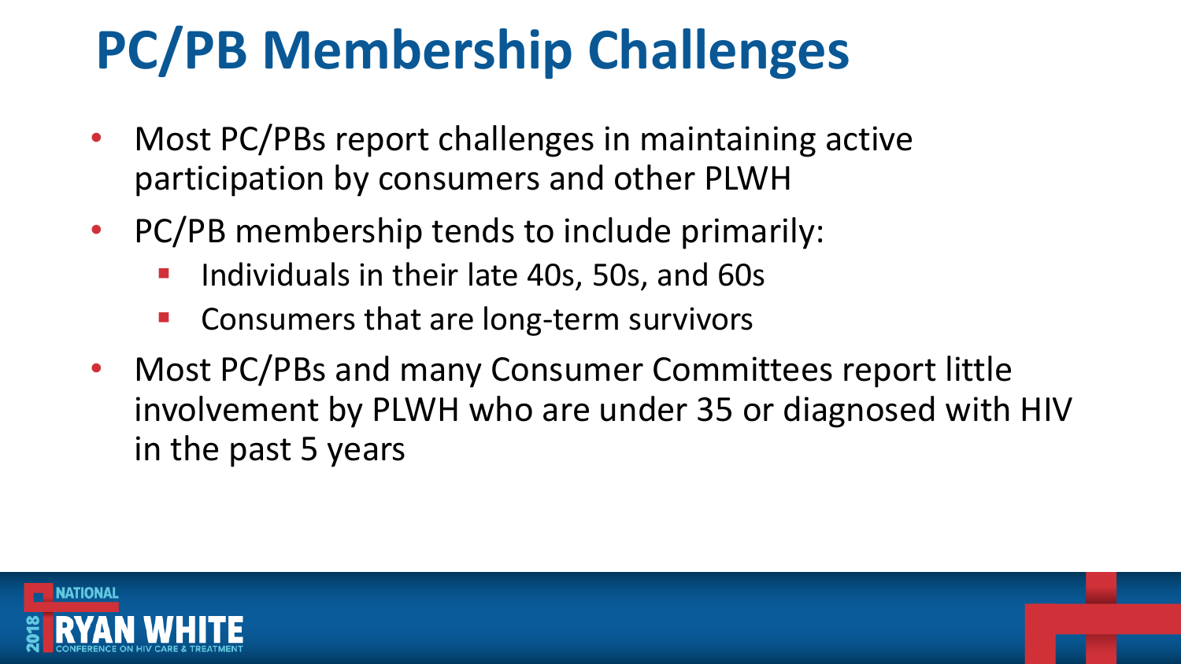# PC/PB Membership Challenges

- Most PC/PBs report challenges in maintaining active participation by consumers and other PLWH
- PC/PB membership tends to include primarily:
  - Individuals in their late 40s, 50s, and 60s
  - Consumers that are long-term survivors
- Most PC/PBs and many Consumer Committees report little involvement by PLWH who are under 35 or diagnosed with HIV in the past 5 years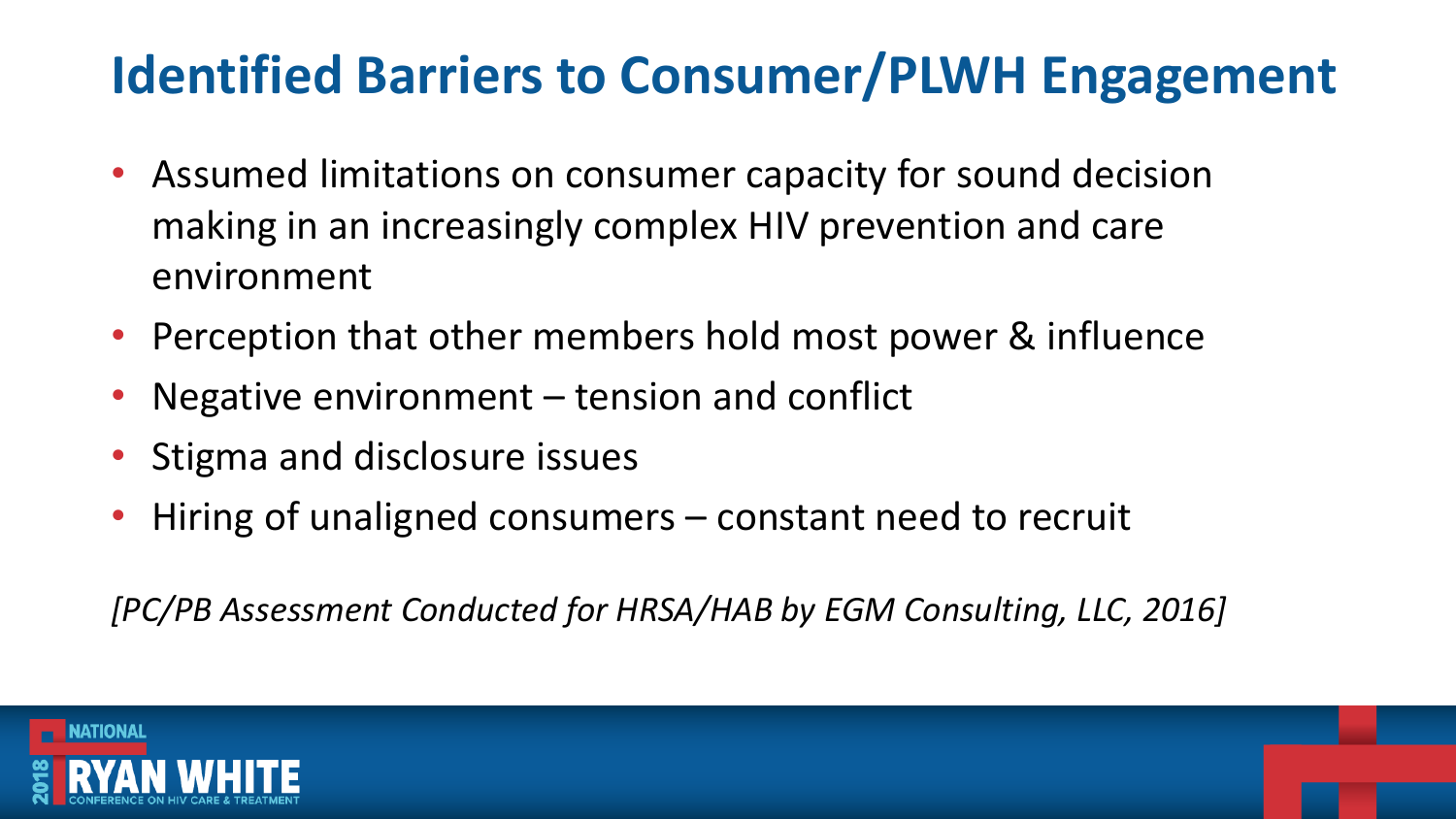# Identified Barriers to Consumer/PLWH Engagement

- Assumed limitations on consumer capacity for sound decision making in an increasingly complex HIV prevention and care environment
- Perception that other members hold most power & influence
- Negative environment – tension and conflict
- Stigma and disclosure issues
- Hiring of unaligned consumers – constant need to recruit

*[PC/PB Assessment Conducted for HRSA/HAB by EGM Consulting, LLC, 2016]*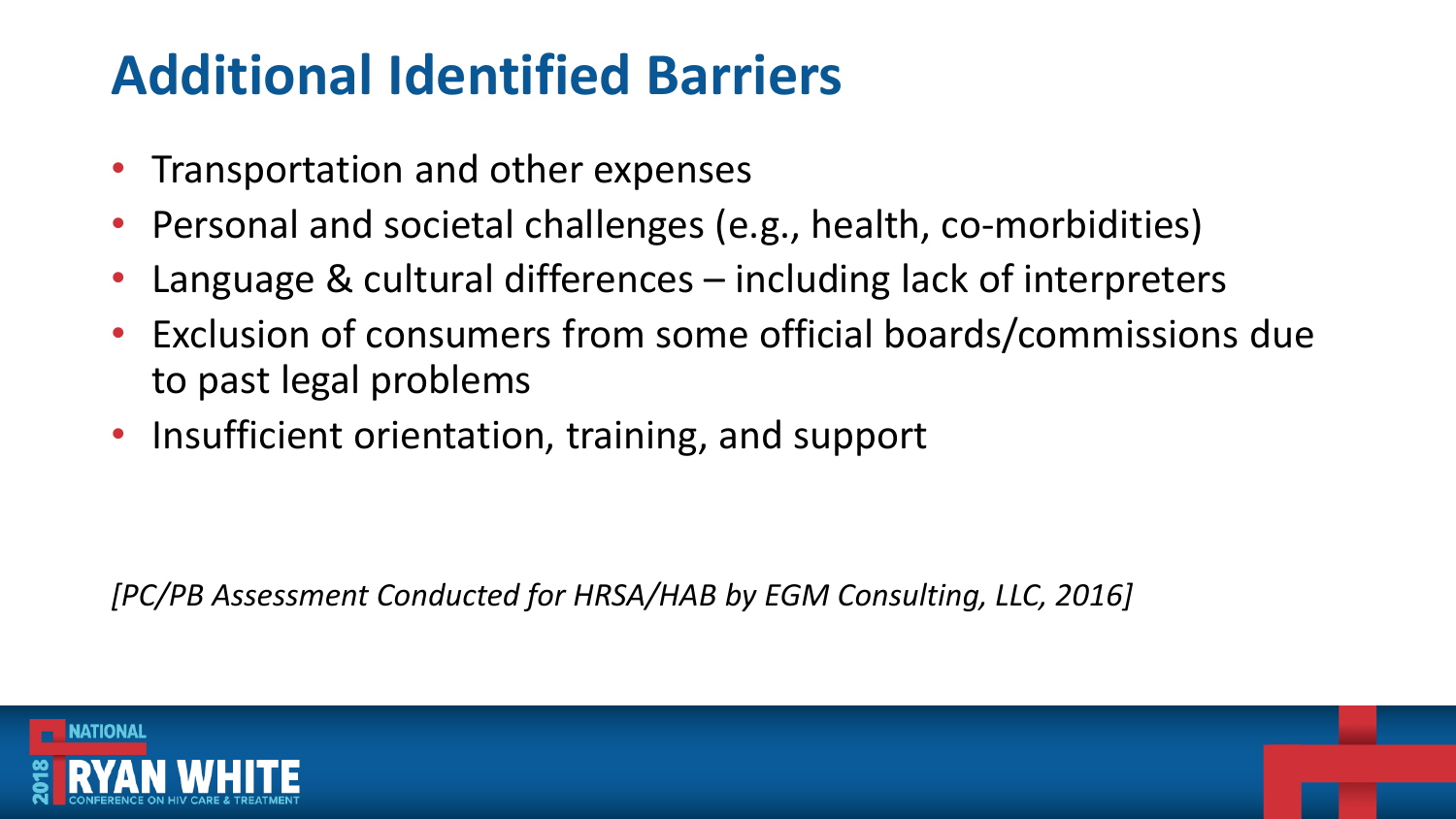# Additional Identified Barriers

- Transportation and other expenses
- Personal and societal challenges (e.g., health, co-morbidities)
- Language & cultural differences – including lack of interpreters
- Exclusion of consumers from some official boards/commissions due to past legal problems
- Insufficient orientation, training, and support

*[PC/PB Assessment Conducted for HRSA/HAB by EGM Consulting, LLC, 2016]*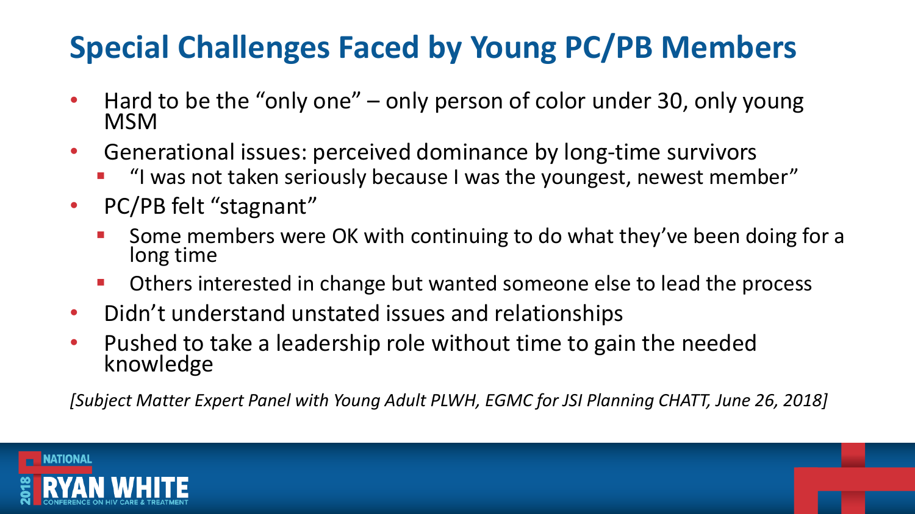# Special Challenges Faced by Young PC/PB Members

- Hard to be the "only one" – only person of color under 30, only young MSM
- Generational issues: perceived dominance by long-time survivors
  - "I was not taken seriously because I was the youngest, newest member"
- PC/PB felt "stagnant"
  - Some members were OK with continuing to do what they've been doing for a long time
  - Others interested in change but wanted someone else to lead the process
- Didn't understand unstated issues and relationships
- Pushed to take a leadership role without time to gain the needed knowledge

*[Subject Matter Expert Panel with Young Adult PLWH, EGMC for JSI Planning CHATT, June 26, 2018]*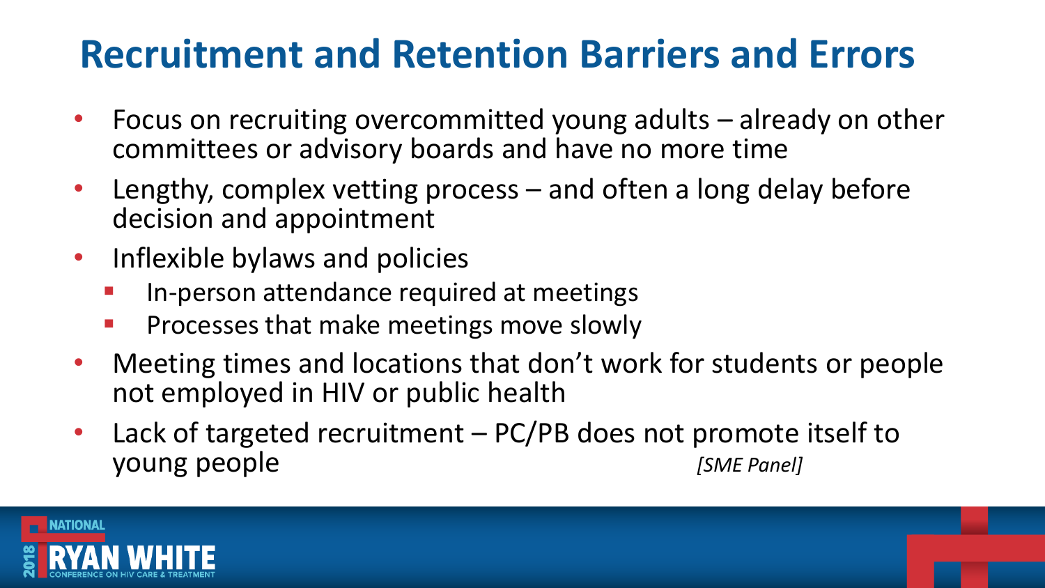# Recruitment and Retention Barriers and Errors

- Focus on recruiting overcommitted young adults – already on other committees or advisory boards and have no more time
- Lengthy, complex vetting process – and often a long delay before decision and appointment
- Inflexible bylaws and policies
  - In-person attendance required at meetings
  - Processes that make meetings move slowly
- Meeting times and locations that don't work for students or people not employed in HIV or public health
- Lack of targeted recruitment – PC/PB does not promote itself to young people *[SME Panel]*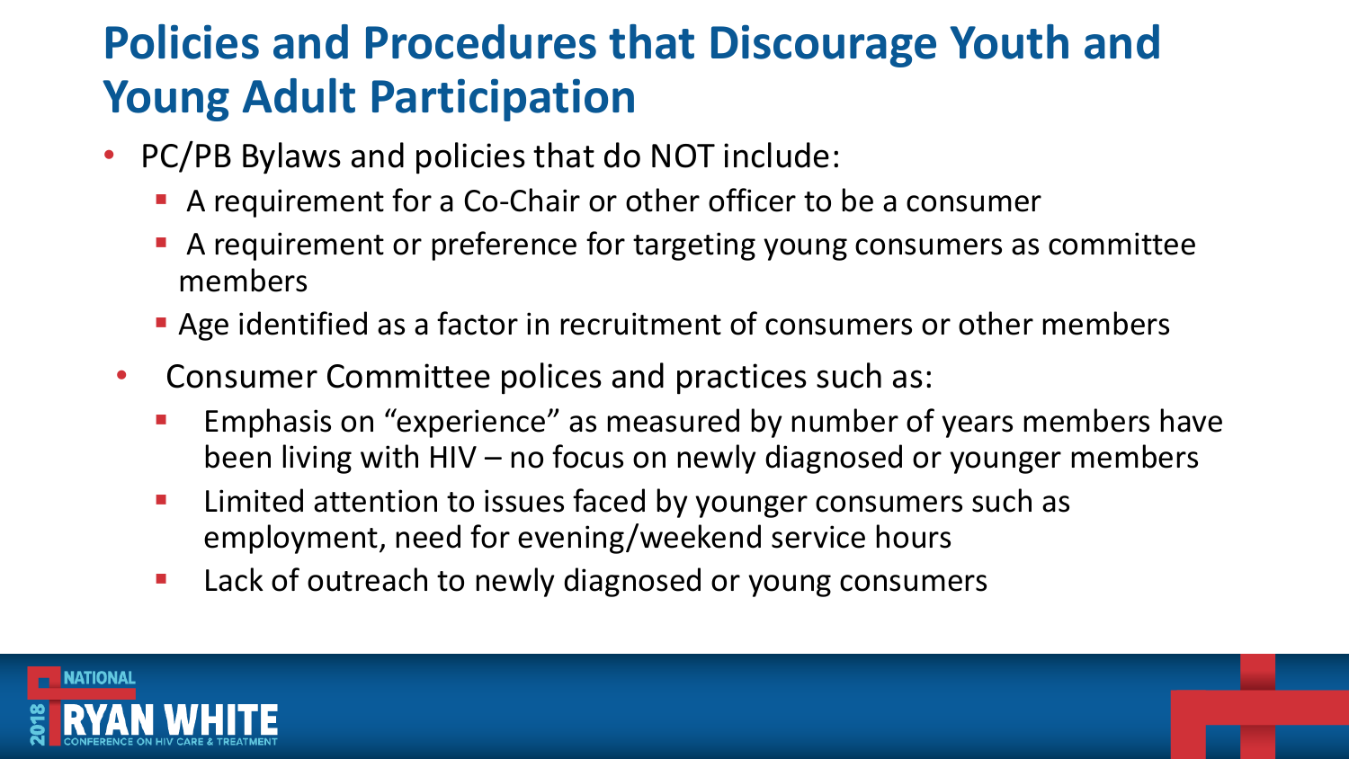# Policies and Procedures that Discourage Youth and Young Adult Participation

- PC/PB Bylaws and policies that do NOT include:
  - A requirement for a Co-Chair or other officer to be a consumer
  - A requirement or preference for targeting young consumers as committee members
  - Age identified as a factor in recruitment of consumers or other members
- Consumer Committee polices and practices such as:
  - Emphasis on "experience" as measured by number of years members have been living with HIV – no focus on newly diagnosed or younger members
  - Limited attention to issues faced by younger consumers such as employment, need for evening/weekend service hours
  - Lack of outreach to newly diagnosed or young consumers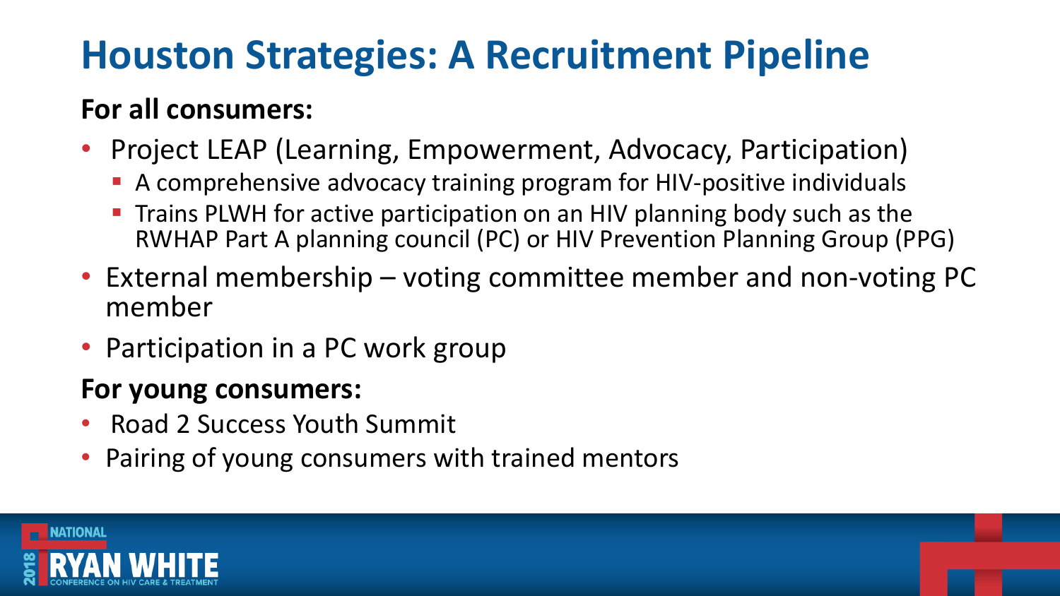# Houston Strategies: A Recruitment Pipeline

**For all consumers:**

- Project LEAP (Learning, Empowerment, Advocacy, Participation)
  - A comprehensive advocacy training program for HIV-positive individuals
  - Trains PLWH for active participation on an HIV planning body such as the RWHAP Part A planning council (PC) or HIV Prevention Planning Group (PPG)
- External membership – voting committee member and non-voting PC member
- Participation in a PC work group

**For young consumers:**

- Road 2 Success Youth Summit
- Pairing of young consumers with trained mentors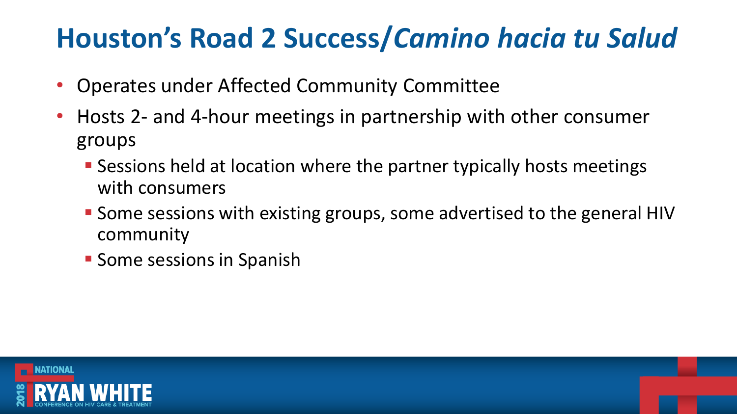# Houston's Road 2 Success/*Camino hacia tu Salud*

- Operates under Affected Community Committee
- Hosts 2- and 4-hour meetings in partnership with other consumer groups
  - Sessions held at location where the partner typically hosts meetings with consumers
  - Some sessions with existing groups, some advertised to the general HIV community
  - Some sessions in Spanish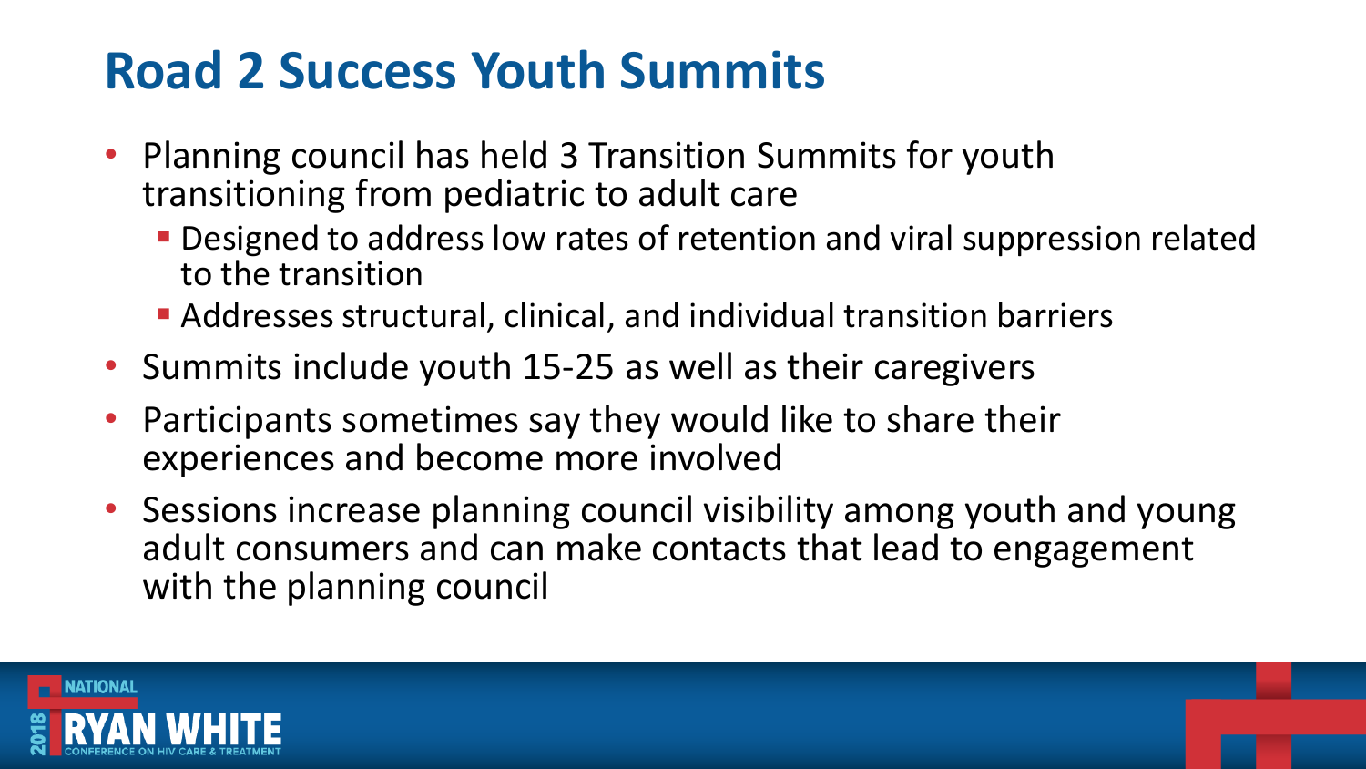# Road 2 Success Youth Summits

- Planning council has held 3 Transition Summits for youth transitioning from pediatric to adult care
  - Designed to address low rates of retention and viral suppression related to the transition
  - Addresses structural, clinical, and individual transition barriers
- Summits include youth 15-25 as well as their caregivers
- Participants sometimes say they would like to share their experiences and become more involved
- Sessions increase planning council visibility among youth and young adult consumers and can make contacts that lead to engagement with the planning council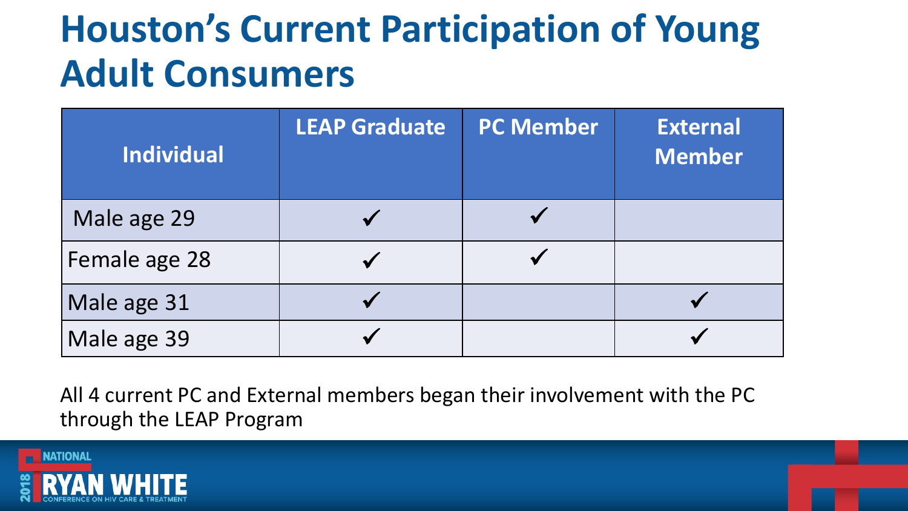# Houston's Current Participation of Young Adult Consumers

| Individual | LEAP Graduate | PC Member | External Member |
| --- | --- | --- | --- |
| Male age 29 | ✓ | ✓ | |
| Female age 28 | ✓ | ✓ | |
| Male age 31 | ✓ | | ✓ |
| Male age 39 | ✓ | | ✓ |

All 4 current PC and External members began their involvement with the PC through the LEAP Program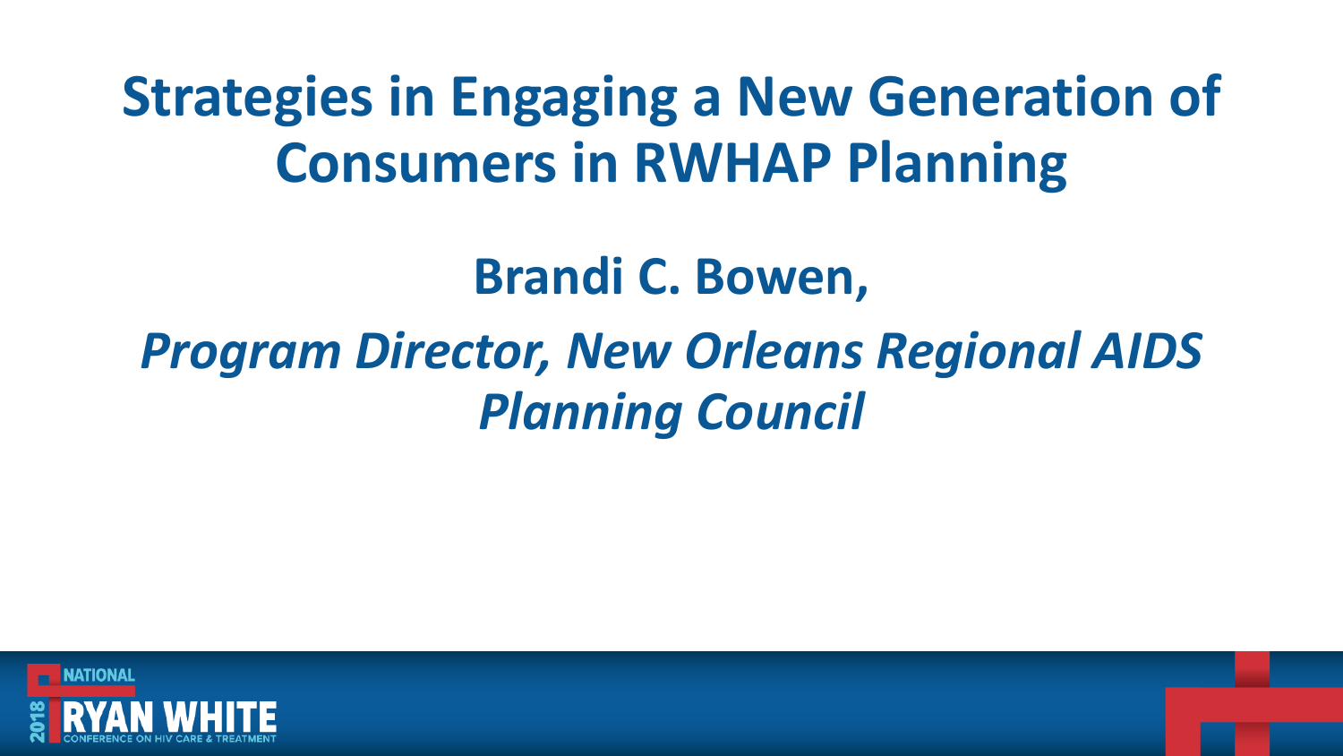# Strategies in Engaging a New Generation of Consumers in RWHAP Planning

**Brandi C. Bowen,**

***Program Director, New Orleans Regional AIDS Planning Council***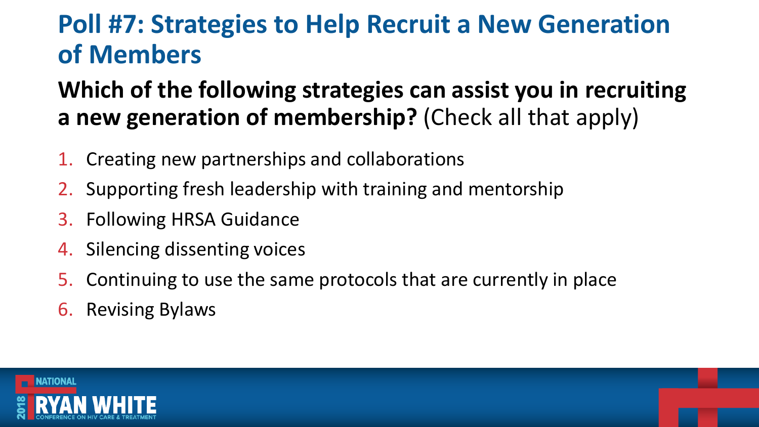# Poll #7: Strategies to Help Recruit a New Generation of Members

**Which of the following strategies can assist you in recruiting a new generation of membership?** (Check all that apply)

1. Creating new partnerships and collaborations
2. Supporting fresh leadership with training and mentorship
3. Following HRSA Guidance
4. Silencing dissenting voices
5. Continuing to use the same protocols that are currently in place
6. Revising Bylaws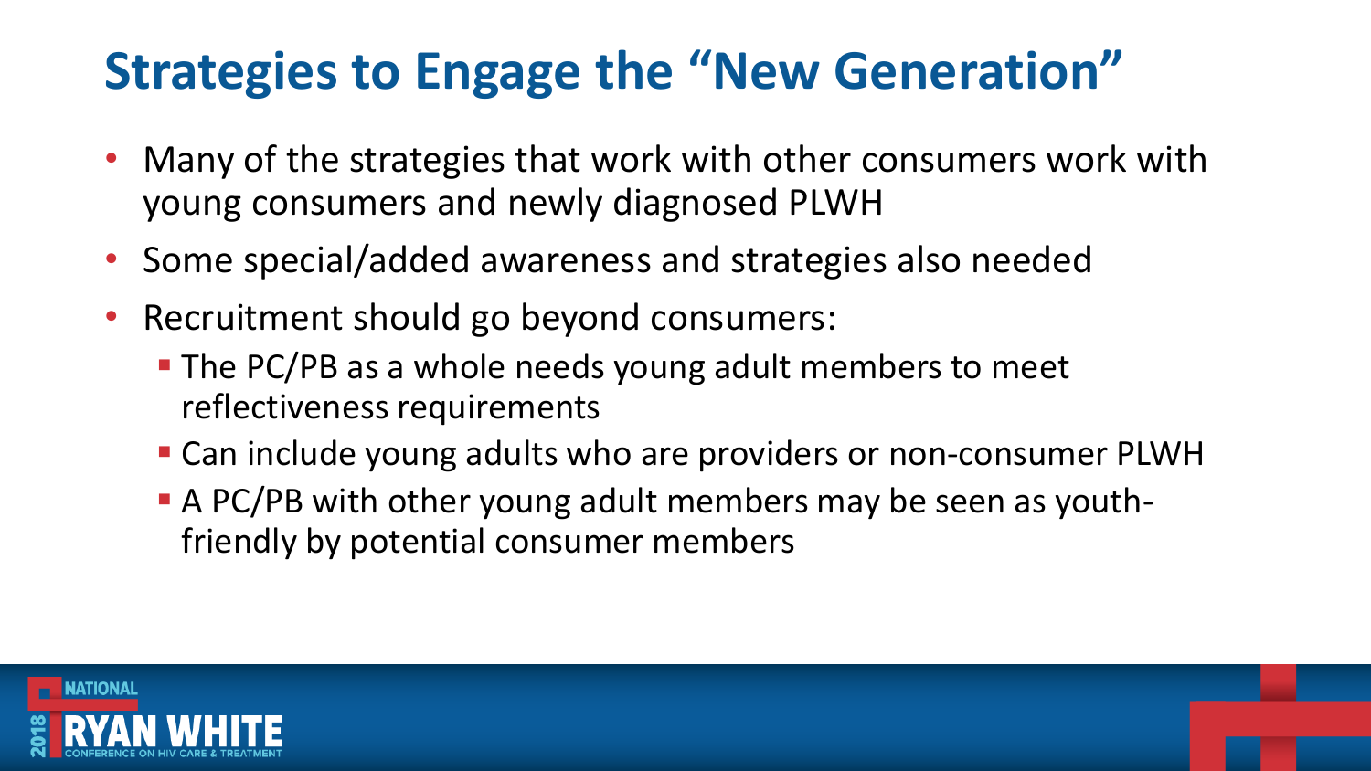# Strategies to Engage the "New Generation"

- Many of the strategies that work with other consumers work with young consumers and newly diagnosed PLWH
- Some special/added awareness and strategies also needed
- Recruitment should go beyond consumers:
  - The PC/PB as a whole needs young adult members to meet reflectiveness requirements
  - Can include young adults who are providers or non-consumer PLWH
  - A PC/PB with other young adult members may be seen as youth-friendly by potential consumer members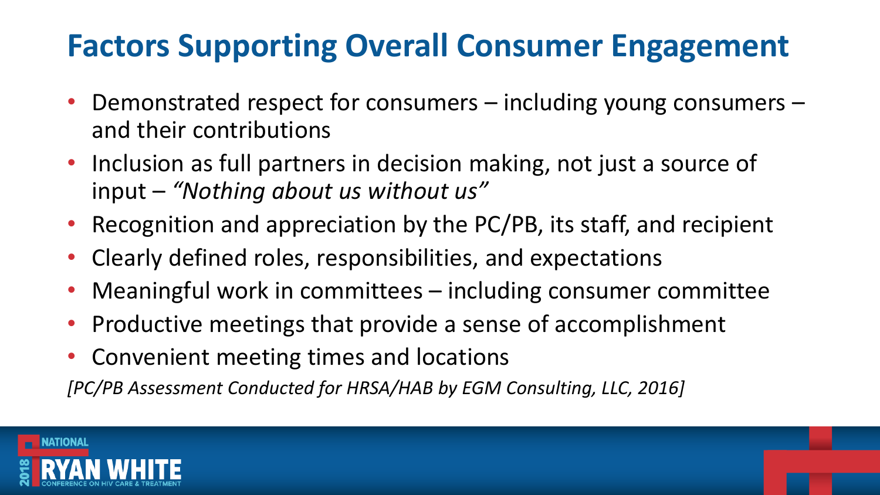# Factors Supporting Overall Consumer Engagement

- Demonstrated respect for consumers – including young consumers – and their contributions
- Inclusion as full partners in decision making, not just a source of input – *"Nothing about us without us"*
- Recognition and appreciation by the PC/PB, its staff, and recipient
- Clearly defined roles, responsibilities, and expectations
- Meaningful work in committees – including consumer committee
- Productive meetings that provide a sense of accomplishment
- Convenient meeting times and locations

*[PC/PB Assessment Conducted for HRSA/HAB by EGM Consulting, LLC, 2016]*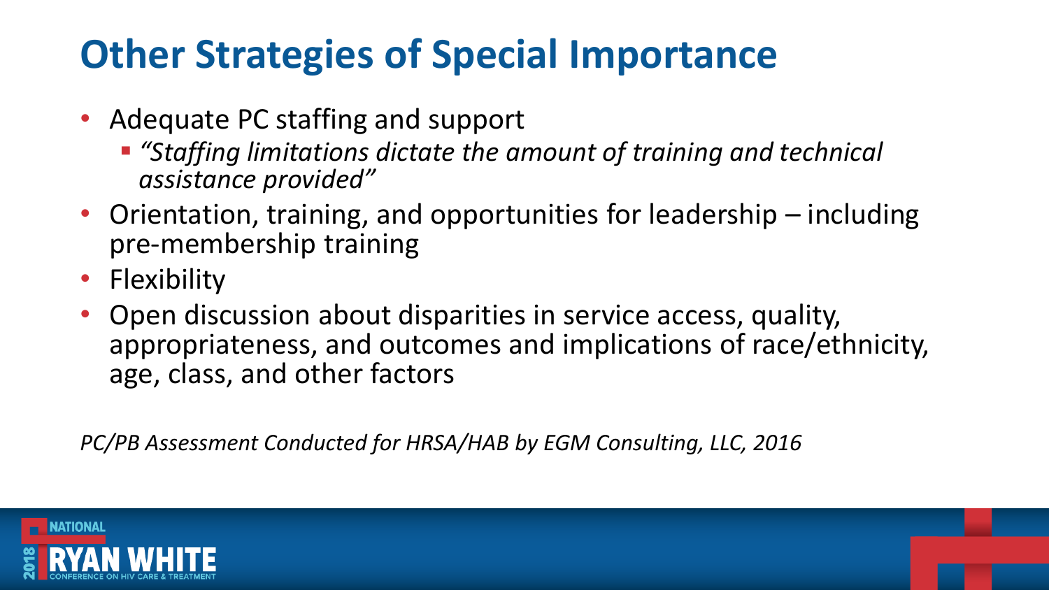# Other Strategies of Special Importance

- Adequate PC staffing and support
  - *"Staffing limitations dictate the amount of training and technical assistance provided"*
- Orientation, training, and opportunities for leadership – including pre-membership training
- Flexibility
- Open discussion about disparities in service access, quality, appropriateness, and outcomes and implications of race/ethnicity, age, class, and other factors

*PC/PB Assessment Conducted for HRSA/HAB by EGM Consulting, LLC, 2016*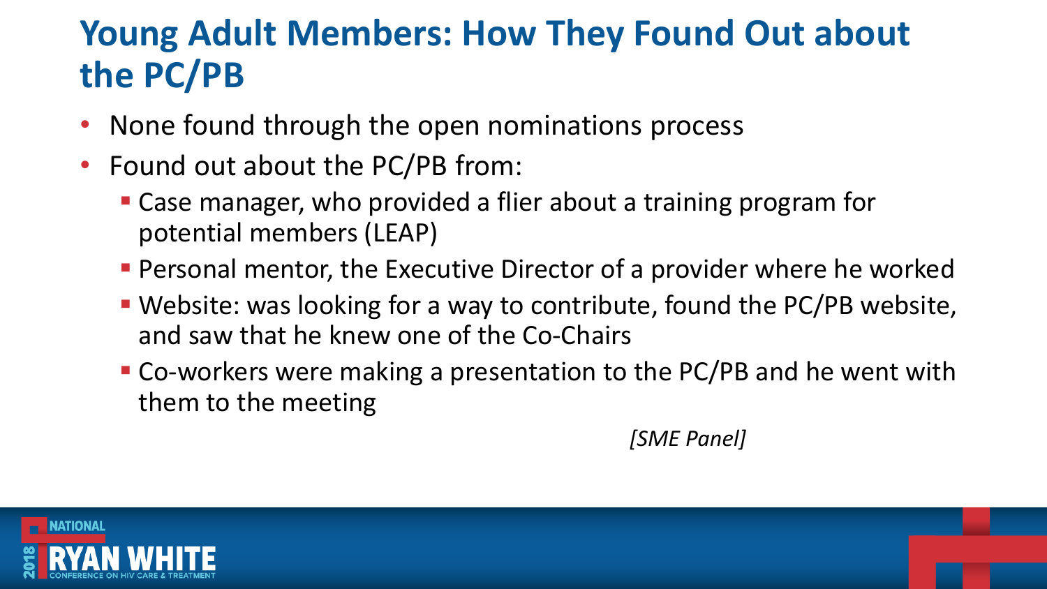# Young Adult Members: How They Found Out about the PC/PB

- None found through the open nominations process
- Found out about the PC/PB from:
  - Case manager, who provided a flier about a training program for potential members (LEAP)
  - Personal mentor, the Executive Director of a provider where he worked
  - Website: was looking for a way to contribute, found the PC/PB website, and saw that he knew one of the Co-Chairs
  - Co-workers were making a presentation to the PC/PB and he went with them to the meeting

*[SME Panel]*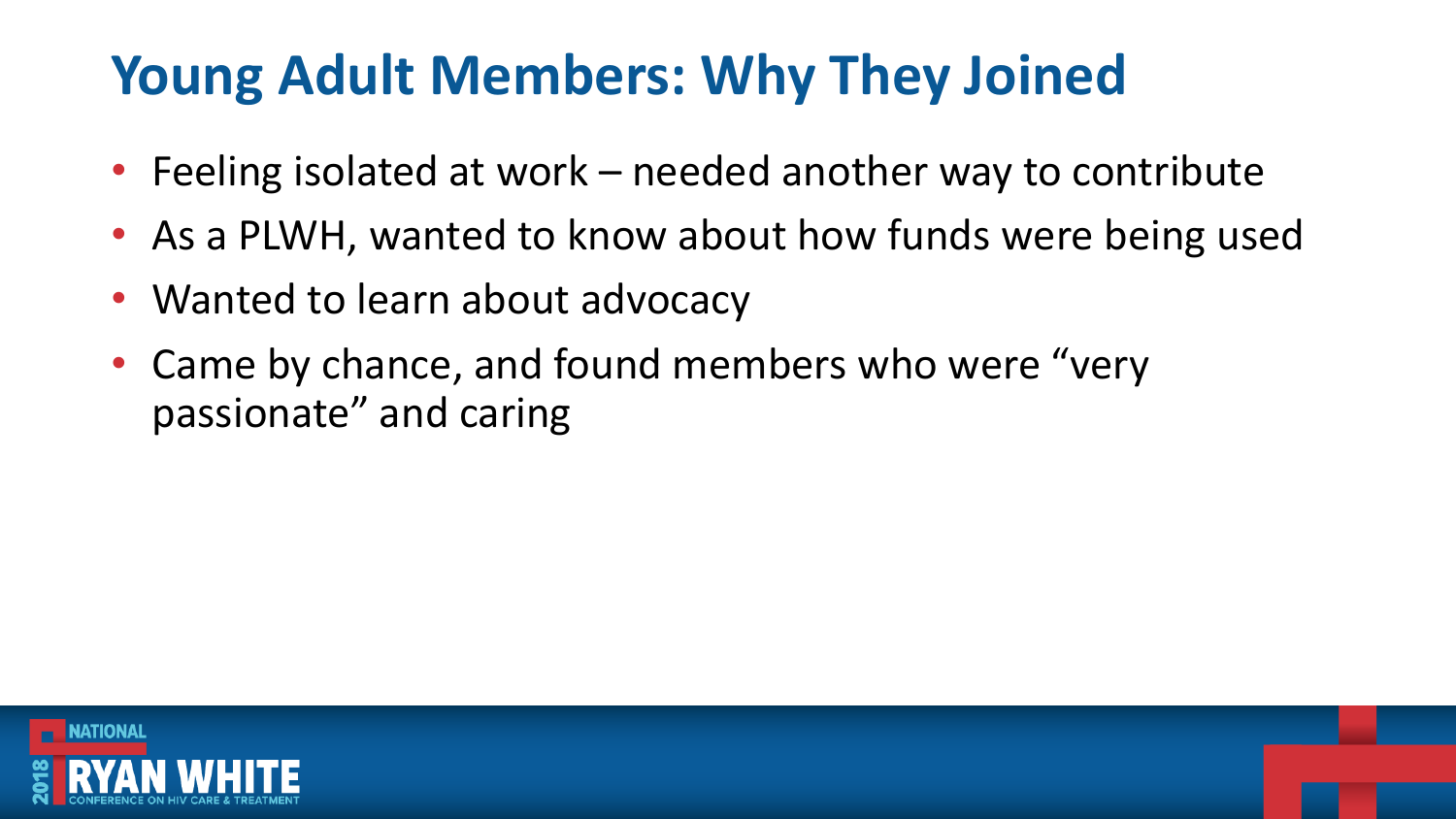# Young Adult Members: Why They Joined

- Feeling isolated at work – needed another way to contribute
- As a PLWH, wanted to know about how funds were being used
- Wanted to learn about advocacy
- Came by chance, and found members who were "very passionate" and caring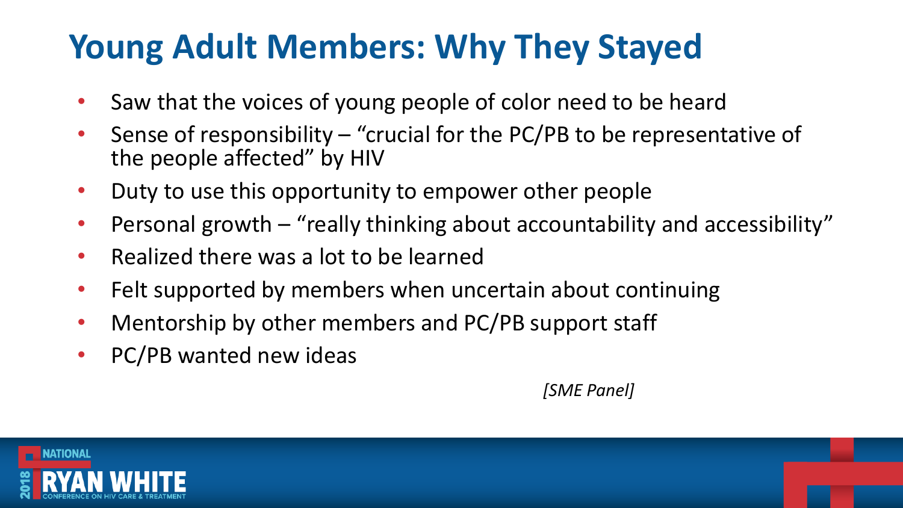# Young Adult Members: Why They Stayed

- Saw that the voices of young people of color need to be heard
- Sense of responsibility – "crucial for the PC/PB to be representative of the people affected" by HIV
- Duty to use this opportunity to empower other people
- Personal growth – "really thinking about accountability and accessibility"
- Realized there was a lot to be learned
- Felt supported by members when uncertain about continuing
- Mentorship by other members and PC/PB support staff
- PC/PB wanted new ideas

*[SME Panel]*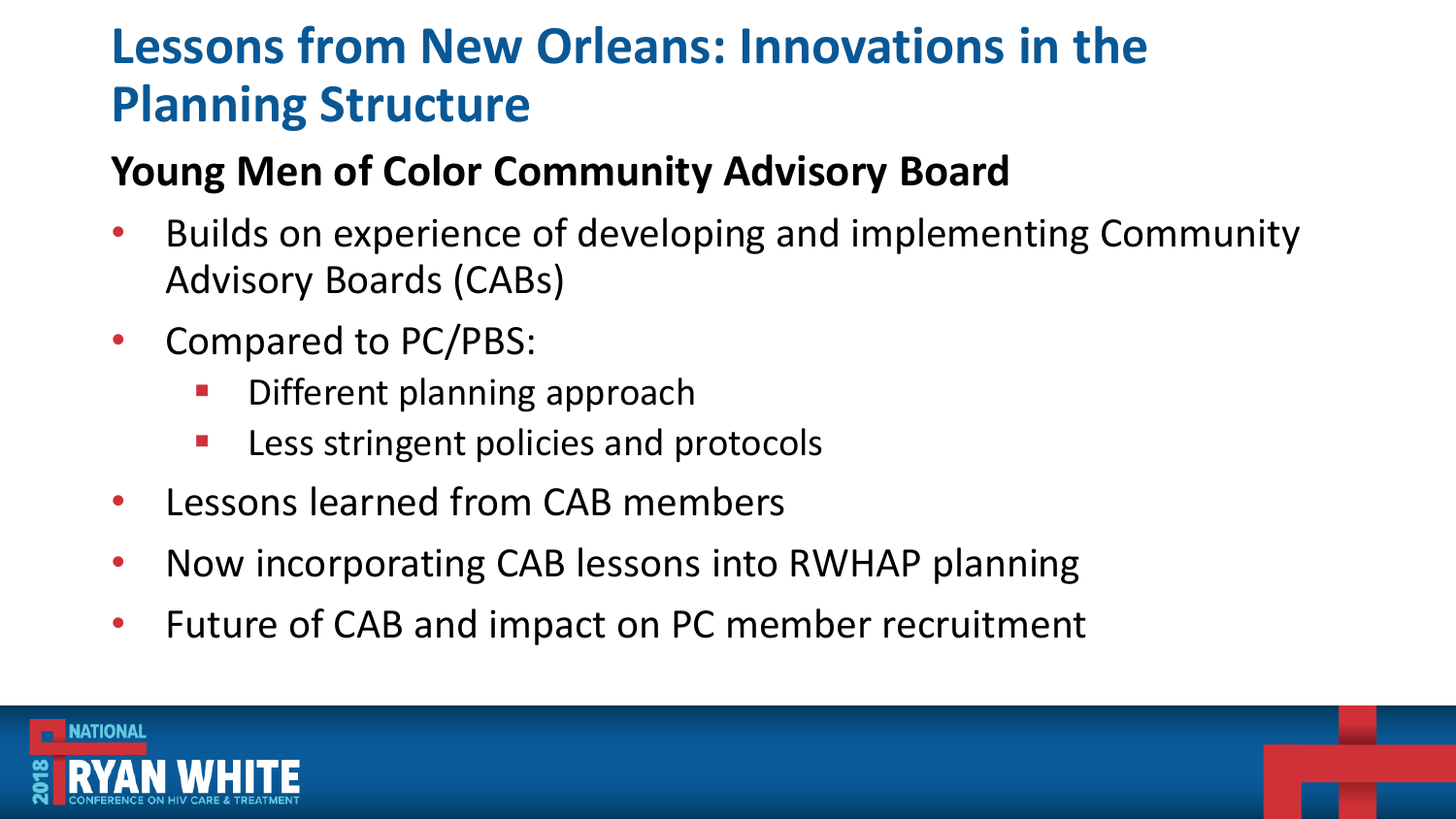# Lessons from New Orleans: Innovations in the Planning Structure

## Young Men of Color Community Advisory Board

- Builds on experience of developing and implementing Community Advisory Boards (CABs)
- Compared to PC/PBS:
  - Different planning approach
  - Less stringent policies and protocols
- Lessons learned from CAB members
- Now incorporating CAB lessons into RWHAP planning
- Future of CAB and impact on PC member recruitment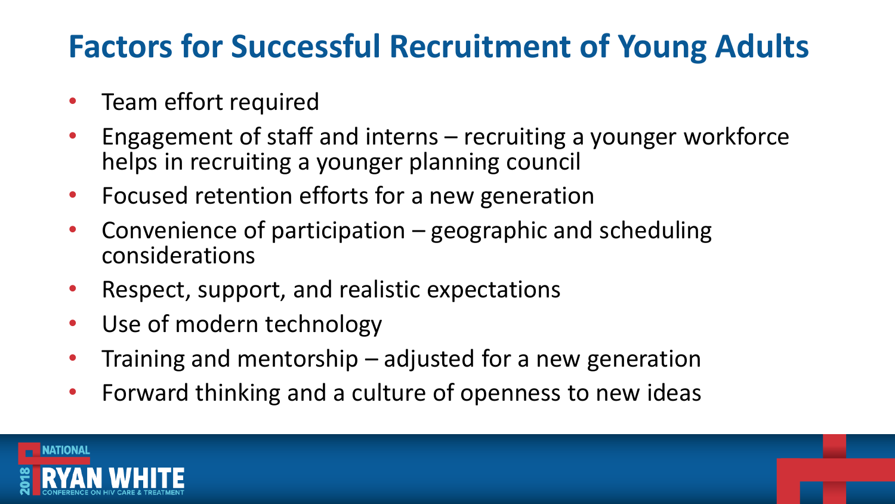# Factors for Successful Recruitment of Young Adults

- Team effort required
- Engagement of staff and interns – recruiting a younger workforce helps in recruiting a younger planning council
- Focused retention efforts for a new generation
- Convenience of participation – geographic and scheduling considerations
- Respect, support, and realistic expectations
- Use of modern technology
- Training and mentorship – adjusted for a new generation
- Forward thinking and a culture of openness to new ideas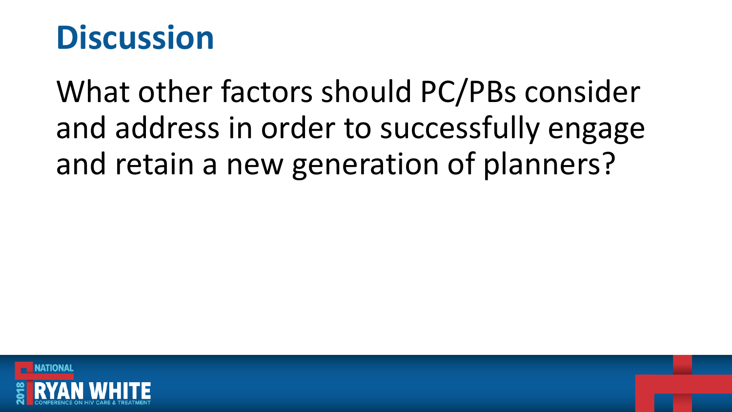# Discussion

What other factors should PC/PBs consider and address in order to successfully engage and retain a new generation of planners?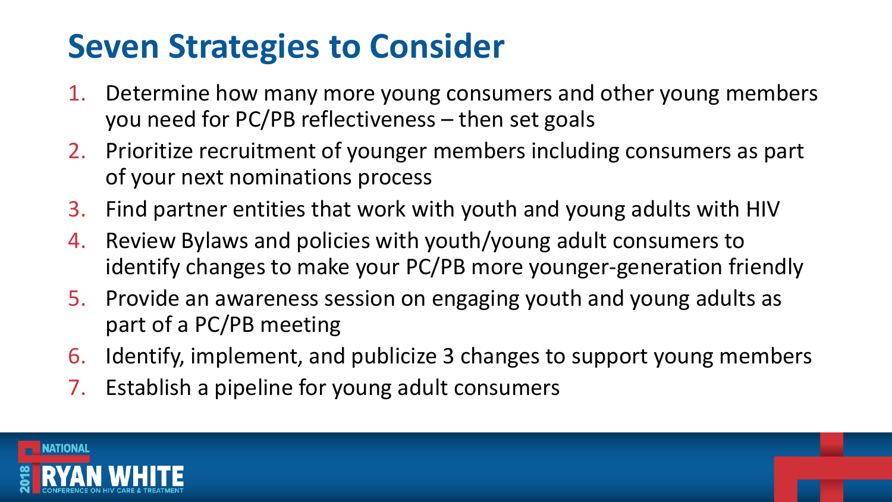# Seven Strategies to Consider

1. Determine how many more young consumers and other young members you need for PC/PB reflectiveness – then set goals
2. Prioritize recruitment of younger members including consumers as part of your next nominations process
3. Find partner entities that work with youth and young adults with HIV
4. Review Bylaws and policies with youth/young adult consumers to identify changes to make your PC/PB more younger-generation friendly
5. Provide an awareness session on engaging youth and young adults as part of a PC/PB meeting
6. Identify, implement, and publicize 3 changes to support young members
7. Establish a pipeline for young adult consumers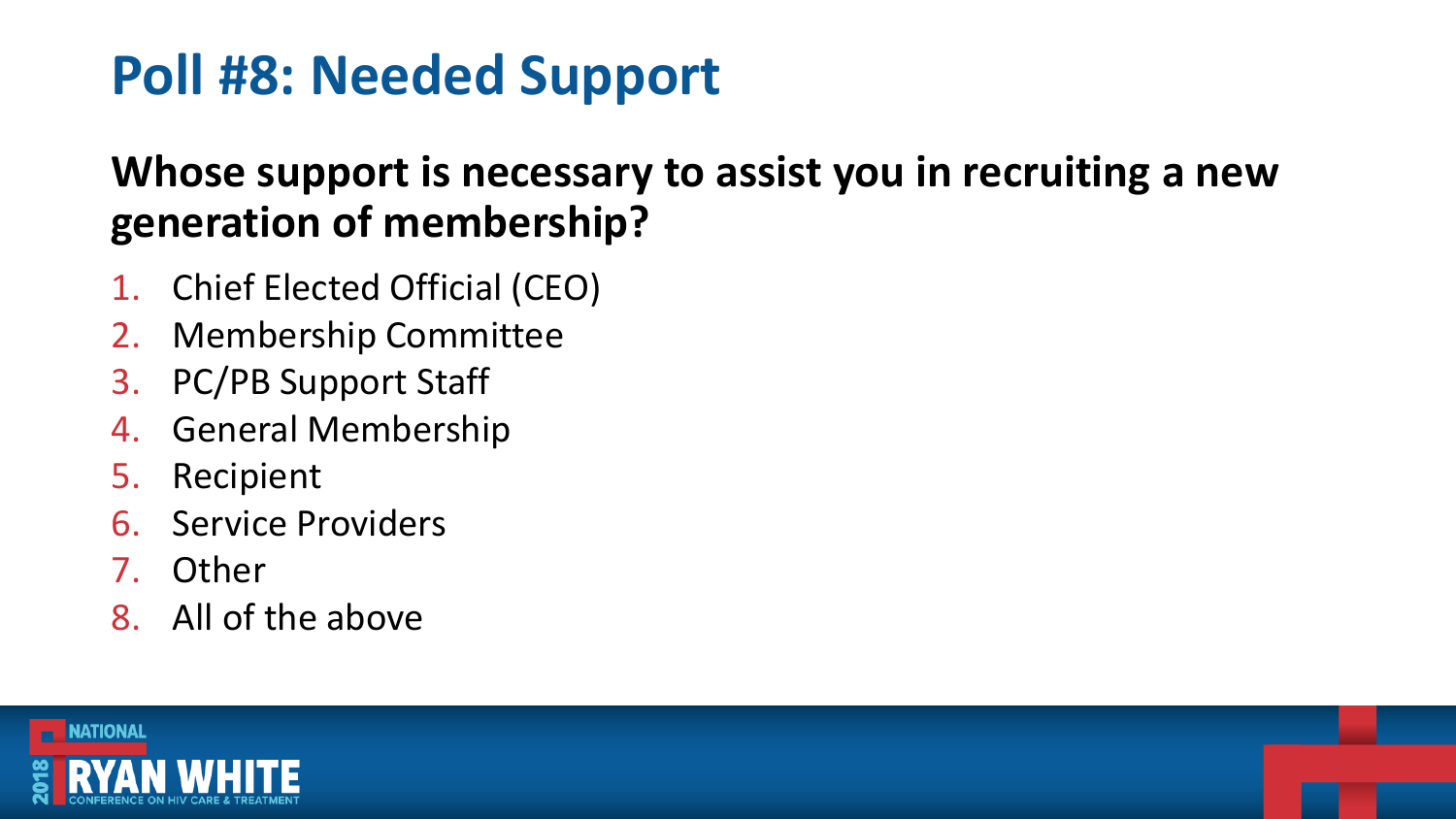# Poll #8: Needed Support

**Whose support is necessary to assist you in recruiting a new generation of membership?**

1. Chief Elected Official (CEO)
2. Membership Committee
3. PC/PB Support Staff
4. General Membership
5. Recipient
6. Service Providers
7. Other
8. All of the above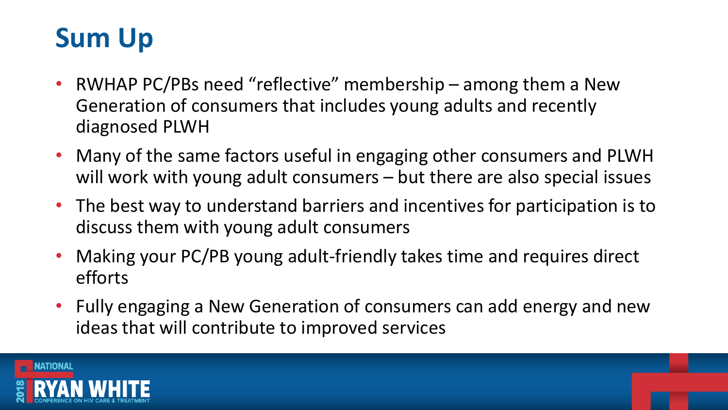# Sum Up

- RWHAP PC/PBs need "reflective" membership – among them a New Generation of consumers that includes young adults and recently diagnosed PLWH
- Many of the same factors useful in engaging other consumers and PLWH will work with young adult consumers – but there are also special issues
- The best way to understand barriers and incentives for participation is to discuss them with young adult consumers
- Making your PC/PB young adult-friendly takes time and requires direct efforts
- Fully engaging a New Generation of consumers can add energy and new ideas that will contribute to improved services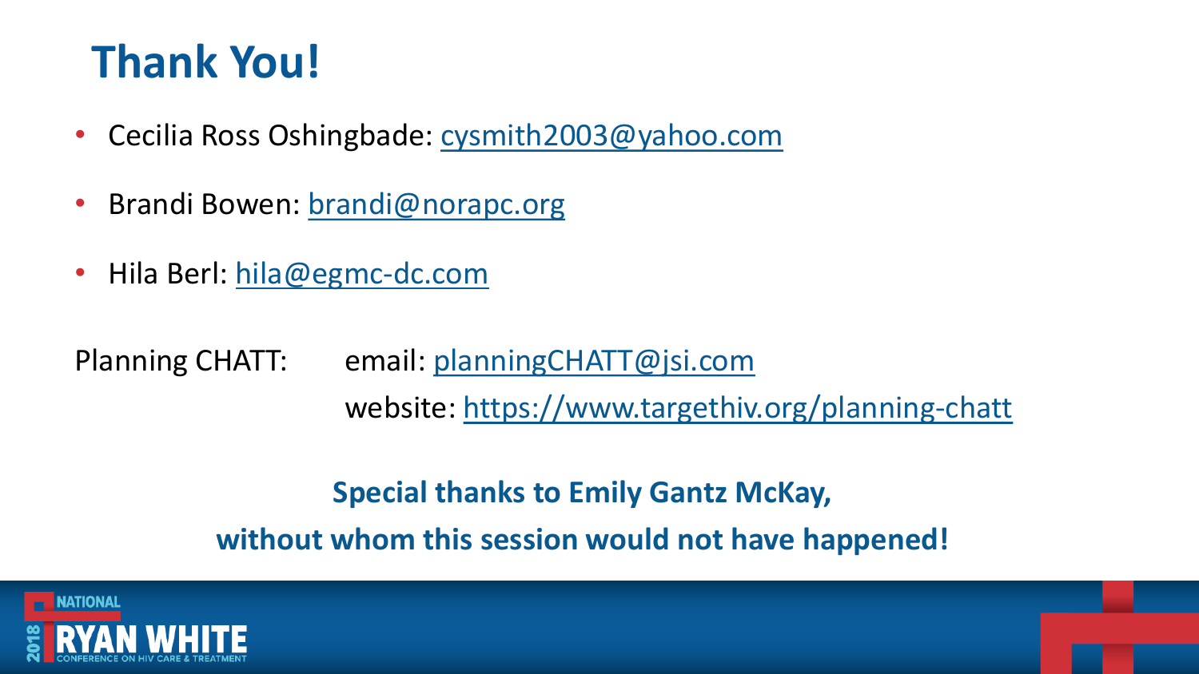# Thank You!

- Cecilia Ross Oshingbade: cysmith2003@yahoo.com
- Brandi Bowen: brandi@norapc.org
- Hila Berl: hila@egmc-dc.com

Planning CHATT: email: planningCHATT@jsi.com
website: https://www.targethiv.org/planning-chatt

**Special thanks to Emily Gantz McKay,**

**without whom this session would not have happened!**